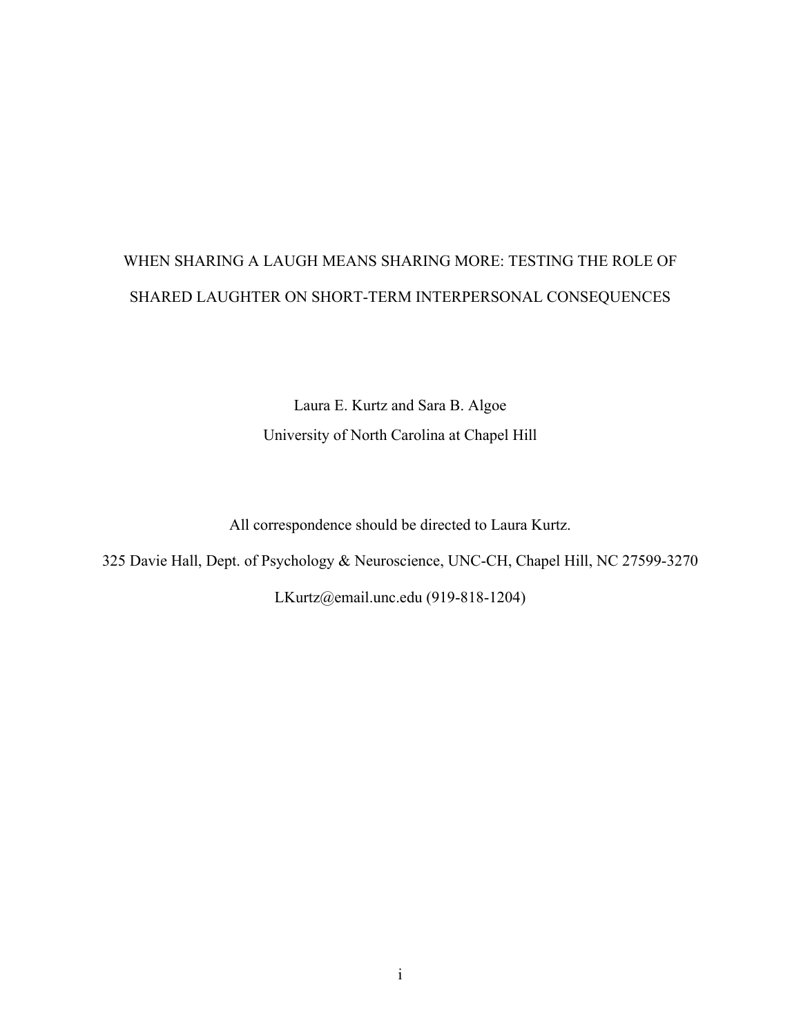# WHEN SHARING A LAUGH MEANS SHARING MORE: TESTING THE ROLE OF SHARED LAUGHTER ON SHORT-TERM INTERPERSONAL CONSEQUENCES

Laura E. Kurtz and Sara B. Algoe

University of North Carolina at Chapel Hill

All correspondence should be directed to Laura Kurtz.

325 Davie Hall, Dept. of Psychology & Neuroscience, UNC-CH, Chapel Hill, NC 27599-3270

LKurtz@email.unc.edu (919-818-1204)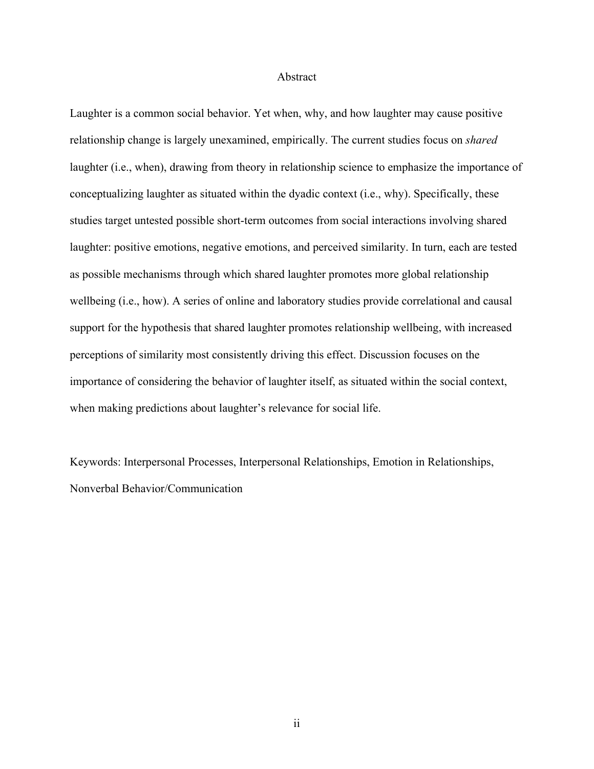# Abstract

Laughter is a common social behavior. Yet when, why, and how laughter may cause positive relationship change is largely unexamined, empirically. The current studies focus on *shared* laughter (i.e., when), drawing from theory in relationship science to emphasize the importance of conceptualizing laughter as situated within the dyadic context (i.e., why). Specifically, these studies target untested possible short-term outcomes from social interactions involving shared laughter: positive emotions, negative emotions, and perceived similarity. In turn, each are tested as possible mechanisms through which shared laughter promotes more global relationship wellbeing (i.e., how). A series of online and laboratory studies provide correlational and causal support for the hypothesis that shared laughter promotes relationship wellbeing, with increased perceptions of similarity most consistently driving this effect. Discussion focuses on the importance of considering the behavior of laughter itself, as situated within the social context, when making predictions about laughter's relevance for social life.

Keywords: Interpersonal Processes, Interpersonal Relationships, Emotion in Relationships, Nonverbal Behavior/Communication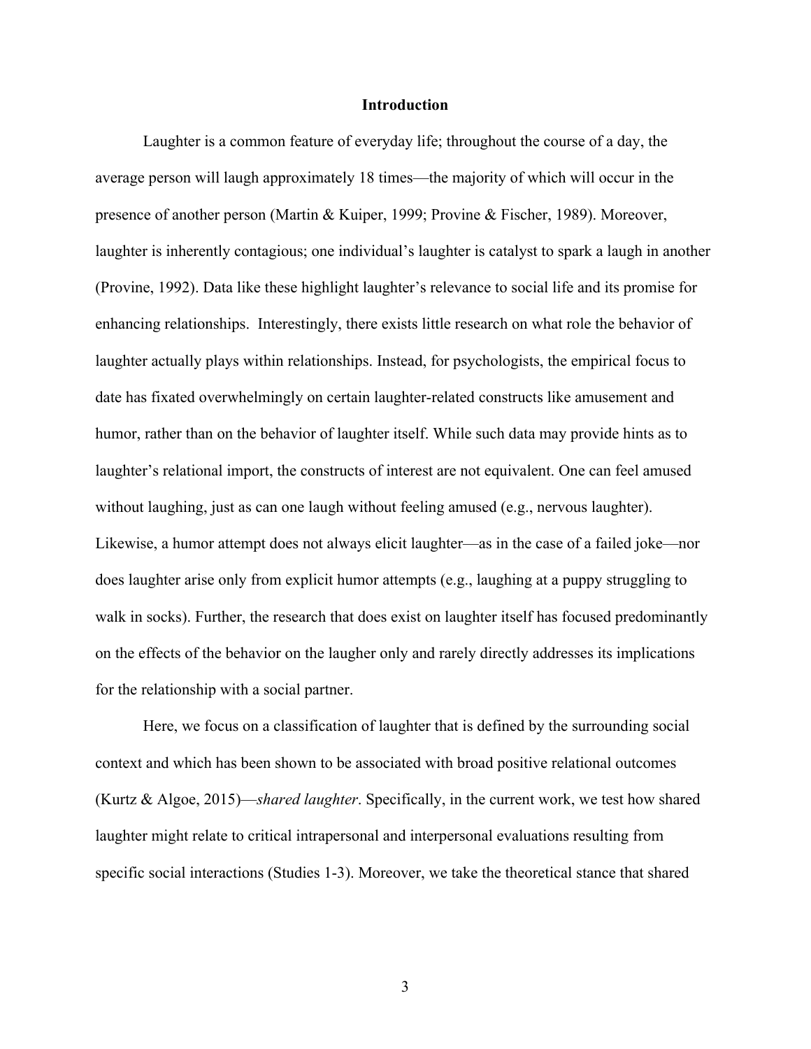## Introduction

Laughter is a common feature of everyday life; throughout the course of a day, the average person will laugh approximately 18 times—the majority of which will occur in the presence of another person (Martin & Kuiper, 1999; Provine & Fischer, 1989). Moreover, laughter is inherently contagious; one individual's laughter is catalyst to spark a laugh in another (Provine, 1992). Data like these highlight laughter's relevance to social life and its promise for enhancing relationships. Interestingly, there exists little research on what role the behavior of laughter actually plays within relationships. Instead, for psychologists, the empirical focus to date has fixated overwhelmingly on certain laughter-related constructs like amusement and humor, rather than on the behavior of laughter itself. While such data may provide hints as to laughter's relational import, the constructs of interest are not equivalent. One can feel amused without laughing, just as can one laugh without feeling amused (e.g., nervous laughter). Likewise, a humor attempt does not always elicit laughter—as in the case of a failed joke—nor does laughter arise only from explicit humor attempts (e.g., laughing at a puppy struggling to walk in socks). Further, the research that does exist on laughter itself has focused predominantly on the effects of the behavior on the laugher only and rarely directly addresses its implications for the relationship with a social partner.

Here, we focus on a classification of laughter that is defined by the surrounding social context and which has been shown to be associated with broad positive relational outcomes (Kurtz & Algoe, 2015)—*shared laughter*. Specifically, in the current work, we test how shared laughter might relate to critical intrapersonal and interpersonal evaluations resulting from specific social interactions (Studies 1-3). Moreover, we take the theoretical stance that shared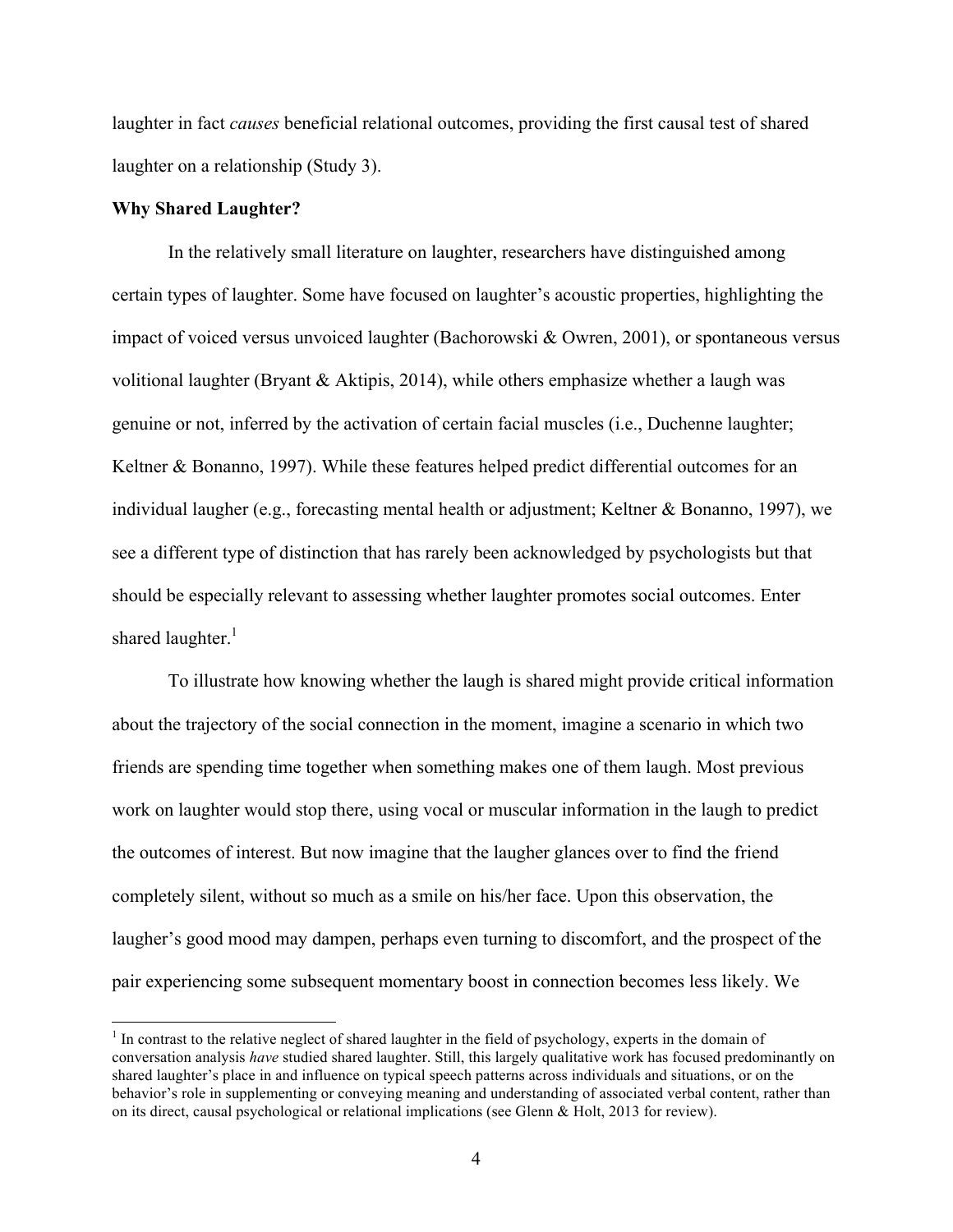laughter in fact *causes* beneficial relational outcomes, providing the first causal test of shared laughter on a relationship (Study 3).

**Why Shared Laughter?**

In the relatively small literature on laughter, researchers have distinguished among certain types of laughter. Some have focused on laughter's acoustic properties, highlighting the impact of voiced versus unvoiced laughter (Bachorowski & Owren, 2001), or spontaneous versus volitional laughter (Bryant & Aktipis, 2014), while others emphasize whether a laugh was genuine or not, inferred by the activation of certain facial muscles (i.e., Duchenne laughter; Keltner & Bonanno, 1997). While these features helped predict differential outcomes for an individual laugher (e.g., forecasting mental health or adjustment; Keltner & Bonanno, 1997), we see a different type of distinction that has rarely been acknowledged by psychologists but that should be especially relevant to assessing whether laughter promotes social outcomes. Enter shared laughter.[1]

To illustrate how knowing whether the laugh is shared might provide critical information about the trajectory of the social connection in the moment, imagine a scenario in which two friends are spending time together when something makes one of them laugh. Most previous work on laughter would stop there, using vocal or muscular information in the laugh to predict the outcomes of interest. But now imagine that the laugher glances over to find the friend completely silent, without so much as a smile on his/her face. Upon this observation, the laugher's good mood may dampen, perhaps even turning to discomfort, and the prospect of the pair experiencing some subsequent momentary boost in connection becomes less likely. We

[1] In contrast to the relative neglect of shared laughter in the field of psychology, experts in the domain of conversation analysis *have* studied shared laughter. Still, this largely qualitative work has focused predominantly on shared laughter's place in and influence on typical speech patterns across individuals and situations, or on the behavior's role in supplementing or conveying meaning and understanding of associated verbal content, rather than on its direct, causal psychological or relational implications (see Glenn & Holt, 2013 for review).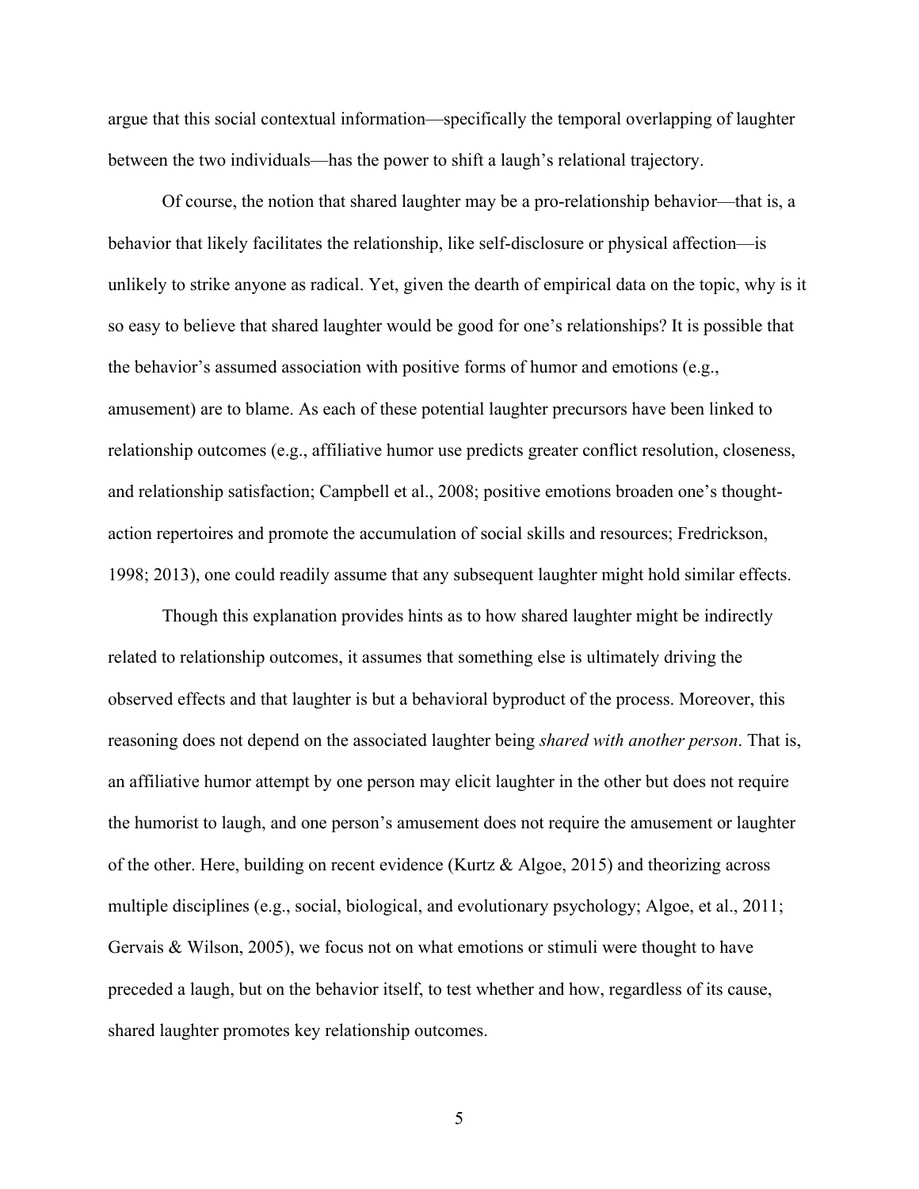argue that this social contextual information—specifically the temporal overlapping of laughter between the two individuals—has the power to shift a laugh's relational trajectory.

Of course, the notion that shared laughter may be a pro-relationship behavior—that is, a behavior that likely facilitates the relationship, like self-disclosure or physical affection—is unlikely to strike anyone as radical. Yet, given the dearth of empirical data on the topic, why is it so easy to believe that shared laughter would be good for one's relationships? It is possible that the behavior's assumed association with positive forms of humor and emotions (e.g., amusement) are to blame. As each of these potential laughter precursors have been linked to relationship outcomes (e.g., affiliative humor use predicts greater conflict resolution, closeness, and relationship satisfaction; Campbell et al., 2008; positive emotions broaden one's thought-action repertoires and promote the accumulation of social skills and resources; Fredrickson, 1998; 2013), one could readily assume that any subsequent laughter might hold similar effects.

Though this explanation provides hints as to how shared laughter might be indirectly related to relationship outcomes, it assumes that something else is ultimately driving the observed effects and that laughter is but a behavioral byproduct of the process. Moreover, this reasoning does not depend on the associated laughter being *shared with another person*. That is, an affiliative humor attempt by one person may elicit laughter in the other but does not require the humorist to laugh, and one person's amusement does not require the amusement or laughter of the other. Here, building on recent evidence (Kurtz & Algoe, 2015) and theorizing across multiple disciplines (e.g., social, biological, and evolutionary psychology; Algoe, et al., 2011; Gervais & Wilson, 2005), we focus not on what emotions or stimuli were thought to have preceded a laugh, but on the behavior itself, to test whether and how, regardless of its cause, shared laughter promotes key relationship outcomes.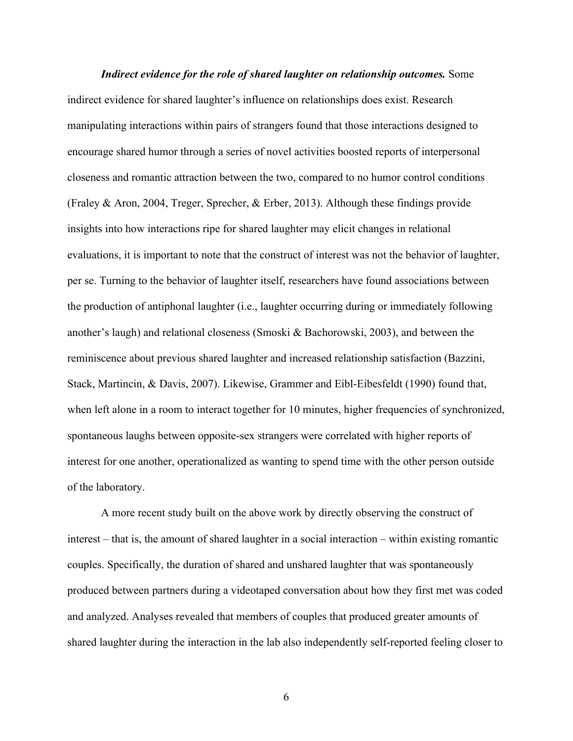***Indirect evidence for the role of shared laughter on relationship outcomes.*** Some indirect evidence for shared laughter's influence on relationships does exist. Research manipulating interactions within pairs of strangers found that those interactions designed to encourage shared humor through a series of novel activities boosted reports of interpersonal closeness and romantic attraction between the two, compared to no humor control conditions (Fraley & Aron, 2004, Treger, Sprecher, & Erber, 2013). Although these findings provide insights into how interactions ripe for shared laughter may elicit changes in relational evaluations, it is important to note that the construct of interest was not the behavior of laughter, per se. Turning to the behavior of laughter itself, researchers have found associations between the production of antiphonal laughter (i.e., laughter occurring during or immediately following another's laugh) and relational closeness (Smoski & Bachorowski, 2003), and between the reminiscence about previous shared laughter and increased relationship satisfaction (Bazzini, Stack, Martincin, & Davis, 2007). Likewise, Grammer and Eibl-Eibesfeldt (1990) found that, when left alone in a room to interact together for 10 minutes, higher frequencies of synchronized, spontaneous laughs between opposite-sex strangers were correlated with higher reports of interest for one another, operationalized as wanting to spend time with the other person outside of the laboratory.

A more recent study built on the above work by directly observing the construct of interest – that is, the amount of shared laughter in a social interaction – within existing romantic couples. Specifically, the duration of shared and unshared laughter that was spontaneously produced between partners during a videotaped conversation about how they first met was coded and analyzed. Analyses revealed that members of couples that produced greater amounts of shared laughter during the interaction in the lab also independently self-reported feeling closer to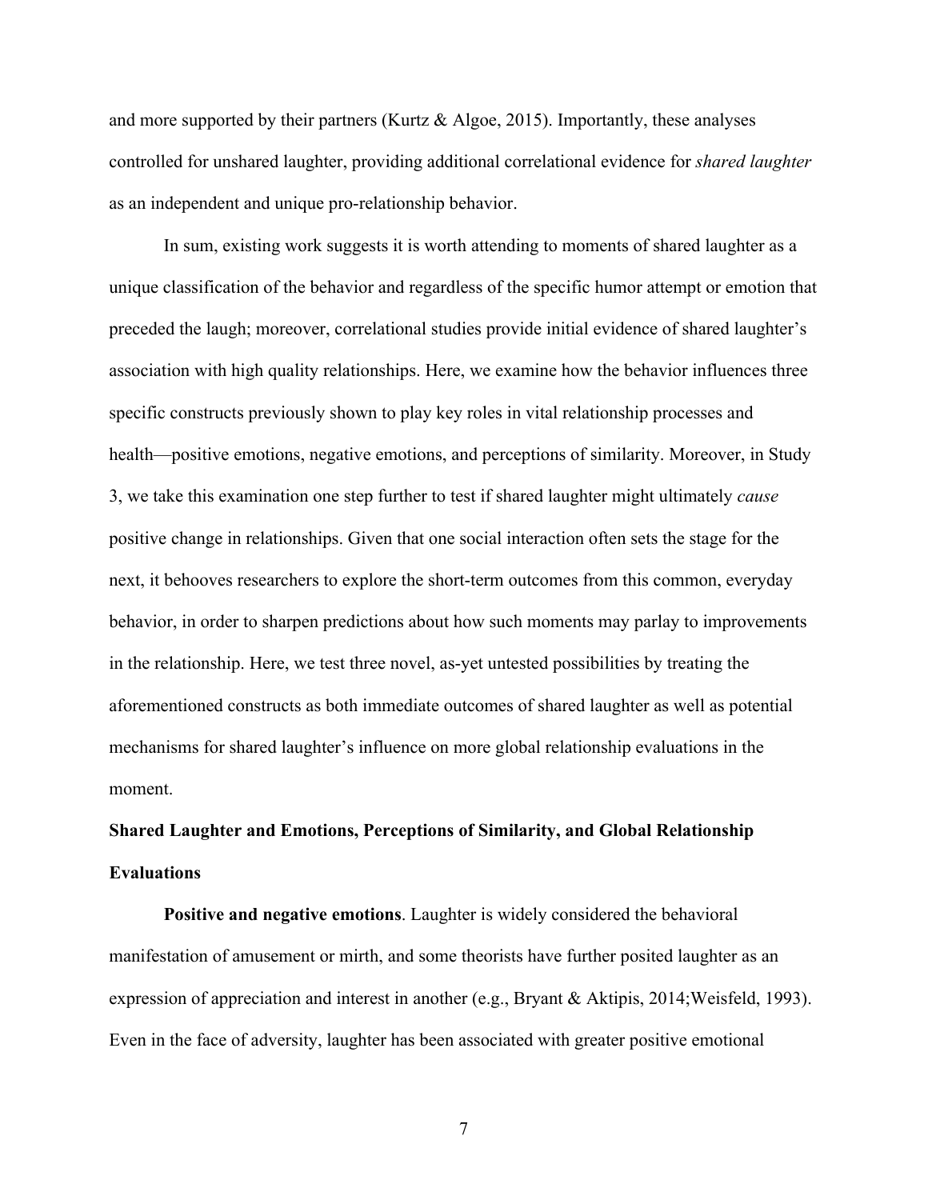and more supported by their partners (Kurtz & Algoe, 2015). Importantly, these analyses controlled for unshared laughter, providing additional correlational evidence for *shared laughter* as an independent and unique pro-relationship behavior.

In sum, existing work suggests it is worth attending to moments of shared laughter as a unique classification of the behavior and regardless of the specific humor attempt or emotion that preceded the laugh; moreover, correlational studies provide initial evidence of shared laughter's association with high quality relationships. Here, we examine how the behavior influences three specific constructs previously shown to play key roles in vital relationship processes and health—positive emotions, negative emotions, and perceptions of similarity. Moreover, in Study 3, we take this examination one step further to test if shared laughter might ultimately *cause* positive change in relationships. Given that one social interaction often sets the stage for the next, it behooves researchers to explore the short-term outcomes from this common, everyday behavior, in order to sharpen predictions about how such moments may parlay to improvements in the relationship. Here, we test three novel, as-yet untested possibilities by treating the aforementioned constructs as both immediate outcomes of shared laughter as well as potential mechanisms for shared laughter's influence on more global relationship evaluations in the moment.

## Shared Laughter and Emotions, Perceptions of Similarity, and Global Relationship Evaluations

**Positive and negative emotions**. Laughter is widely considered the behavioral manifestation of amusement or mirth, and some theorists have further posited laughter as an expression of appreciation and interest in another (e.g., Bryant & Aktipis, 2014;Weisfeld, 1993). Even in the face of adversity, laughter has been associated with greater positive emotional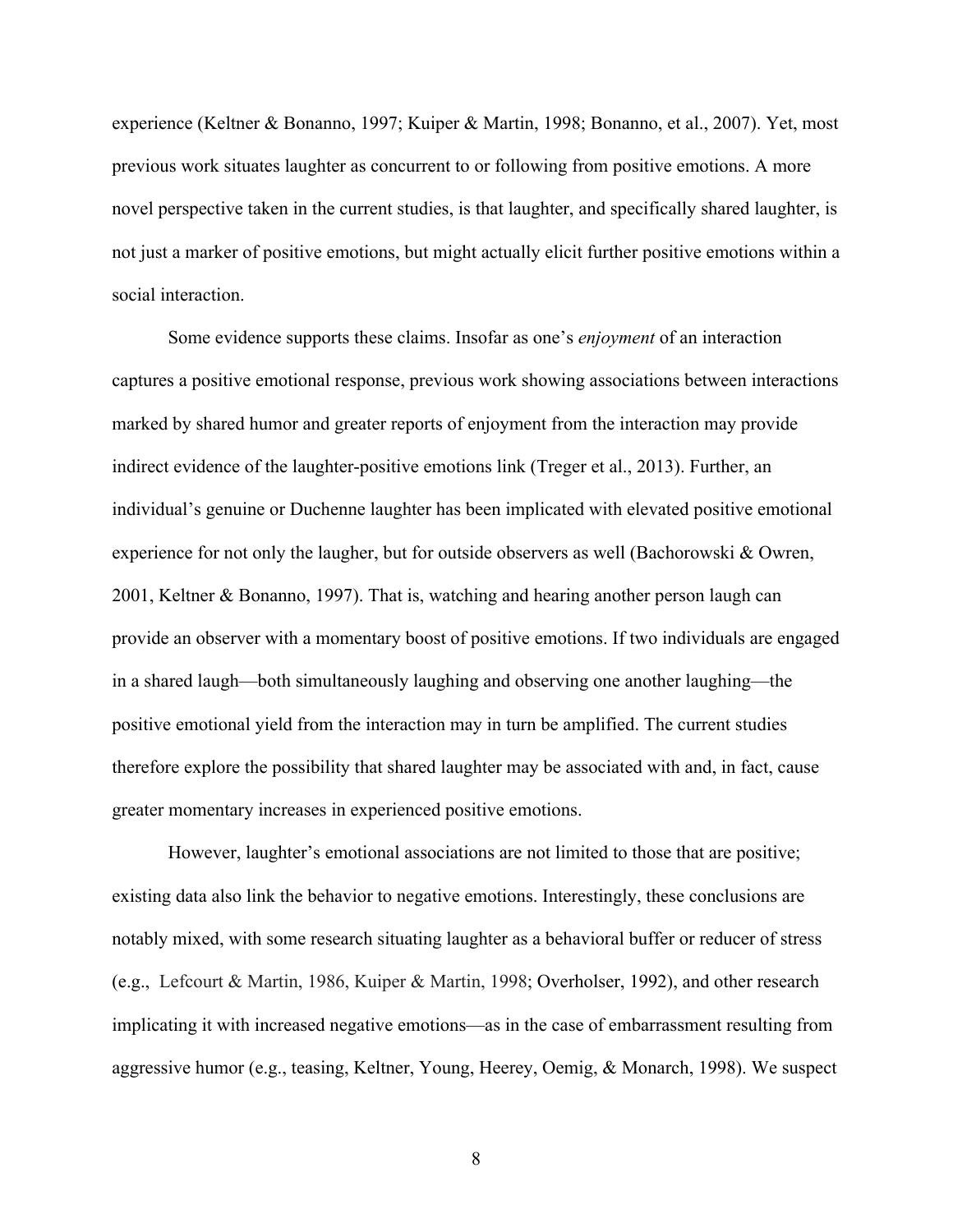experience (Keltner & Bonanno, 1997; Kuiper & Martin, 1998; Bonanno, et al., 2007). Yet, most previous work situates laughter as concurrent to or following from positive emotions. A more novel perspective taken in the current studies, is that laughter, and specifically shared laughter, is not just a marker of positive emotions, but might actually elicit further positive emotions within a social interaction.

Some evidence supports these claims. Insofar as one's *enjoyment* of an interaction captures a positive emotional response, previous work showing associations between interactions marked by shared humor and greater reports of enjoyment from the interaction may provide indirect evidence of the laughter-positive emotions link (Treger et al., 2013). Further, an individual's genuine or Duchenne laughter has been implicated with elevated positive emotional experience for not only the laugher, but for outside observers as well (Bachorowski & Owren, 2001, Keltner & Bonanno, 1997). That is, watching and hearing another person laugh can provide an observer with a momentary boost of positive emotions. If two individuals are engaged in a shared laugh—both simultaneously laughing and observing one another laughing—the positive emotional yield from the interaction may in turn be amplified. The current studies therefore explore the possibility that shared laughter may be associated with and, in fact, cause greater momentary increases in experienced positive emotions.

However, laughter's emotional associations are not limited to those that are positive; existing data also link the behavior to negative emotions. Interestingly, these conclusions are notably mixed, with some research situating laughter as a behavioral buffer or reducer of stress (e.g., Lefcourt & Martin, 1986, Kuiper & Martin, 1998; Overholser, 1992), and other research implicating it with increased negative emotions—as in the case of embarrassment resulting from aggressive humor (e.g., teasing, Keltner, Young, Heerey, Oemig, & Monarch, 1998). We suspect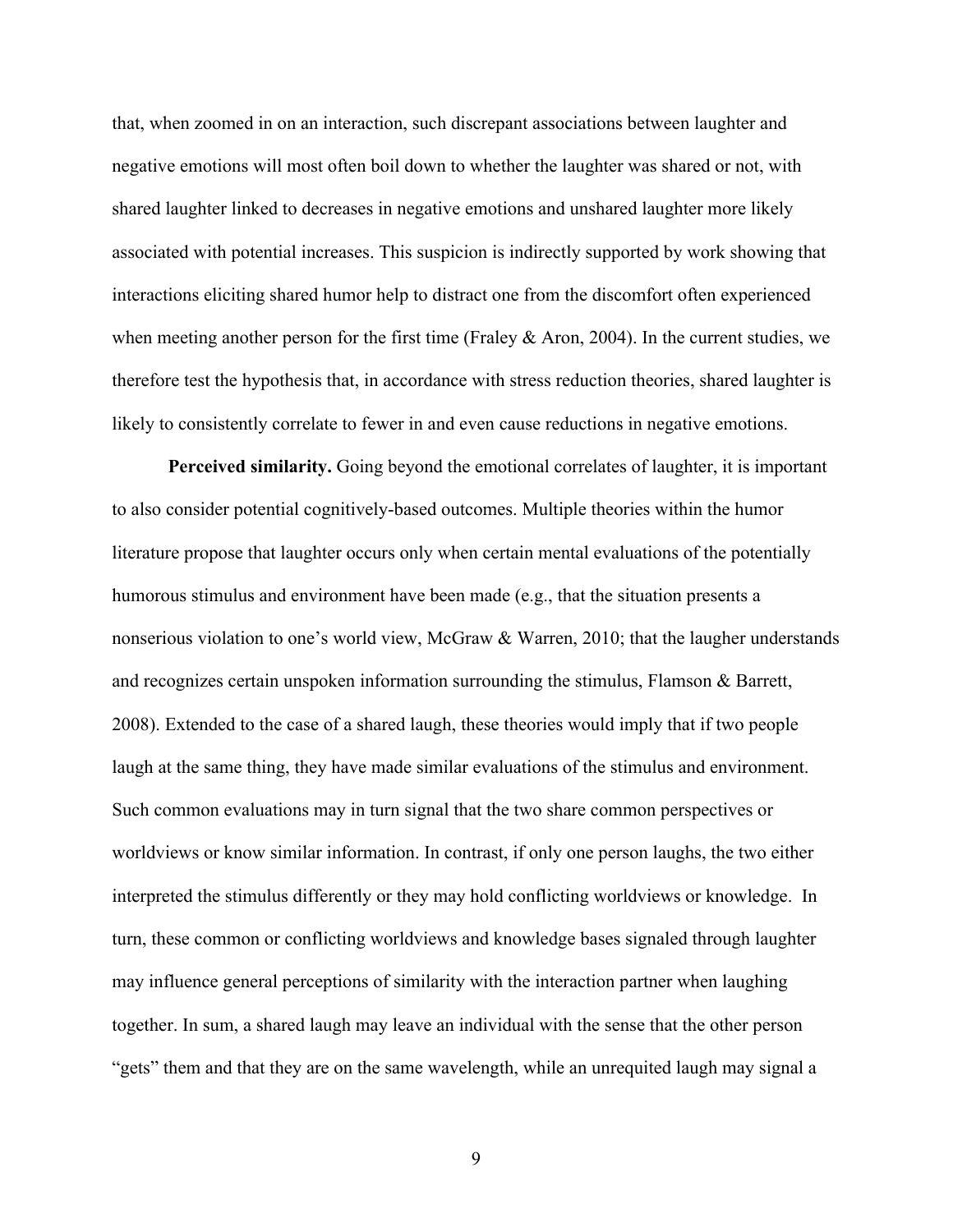that, when zoomed in on an interaction, such discrepant associations between laughter and negative emotions will most often boil down to whether the laughter was shared or not, with shared laughter linked to decreases in negative emotions and unshared laughter more likely associated with potential increases. This suspicion is indirectly supported by work showing that interactions eliciting shared humor help to distract one from the discomfort often experienced when meeting another person for the first time (Fraley & Aron, 2004). In the current studies, we therefore test the hypothesis that, in accordance with stress reduction theories, shared laughter is likely to consistently correlate to fewer in and even cause reductions in negative emotions.

**Perceived similarity.** Going beyond the emotional correlates of laughter, it is important to also consider potential cognitively-based outcomes. Multiple theories within the humor literature propose that laughter occurs only when certain mental evaluations of the potentially humorous stimulus and environment have been made (e.g., that the situation presents a nonserious violation to one's world view, McGraw & Warren, 2010; that the laugher understands and recognizes certain unspoken information surrounding the stimulus, Flamson & Barrett, 2008). Extended to the case of a shared laugh, these theories would imply that if two people laugh at the same thing, they have made similar evaluations of the stimulus and environment. Such common evaluations may in turn signal that the two share common perspectives or worldviews or know similar information. In contrast, if only one person laughs, the two either interpreted the stimulus differently or they may hold conflicting worldviews or knowledge. In turn, these common or conflicting worldviews and knowledge bases signaled through laughter may influence general perceptions of similarity with the interaction partner when laughing together. In sum, a shared laugh may leave an individual with the sense that the other person "gets" them and that they are on the same wavelength, while an unrequited laugh may signal a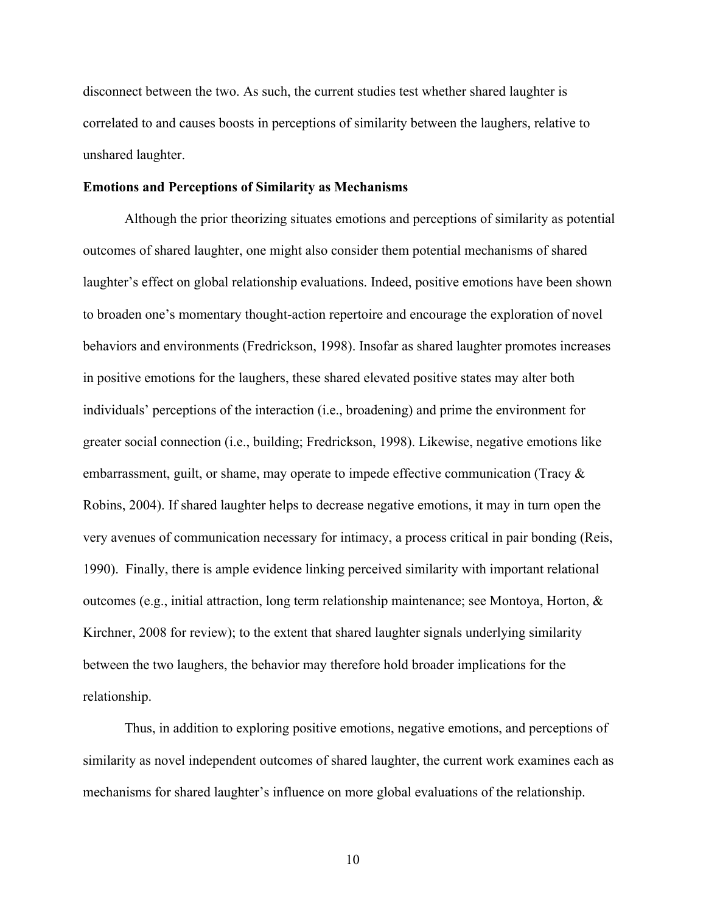disconnect between the two. As such, the current studies test whether shared laughter is correlated to and causes boosts in perceptions of similarity between the laughers, relative to unshared laughter.

**Emotions and Perceptions of Similarity as Mechanisms**

Although the prior theorizing situates emotions and perceptions of similarity as potential outcomes of shared laughter, one might also consider them potential mechanisms of shared laughter's effect on global relationship evaluations. Indeed, positive emotions have been shown to broaden one's momentary thought-action repertoire and encourage the exploration of novel behaviors and environments (Fredrickson, 1998). Insofar as shared laughter promotes increases in positive emotions for the laughers, these shared elevated positive states may alter both individuals' perceptions of the interaction (i.e., broadening) and prime the environment for greater social connection (i.e., building; Fredrickson, 1998). Likewise, negative emotions like embarrassment, guilt, or shame, may operate to impede effective communication (Tracy & Robins, 2004). If shared laughter helps to decrease negative emotions, it may in turn open the very avenues of communication necessary for intimacy, a process critical in pair bonding (Reis, 1990). Finally, there is ample evidence linking perceived similarity with important relational outcomes (e.g., initial attraction, long term relationship maintenance; see Montoya, Horton, & Kirchner, 2008 for review); to the extent that shared laughter signals underlying similarity between the two laughers, the behavior may therefore hold broader implications for the relationship.

Thus, in addition to exploring positive emotions, negative emotions, and perceptions of similarity as novel independent outcomes of shared laughter, the current work examines each as mechanisms for shared laughter's influence on more global evaluations of the relationship.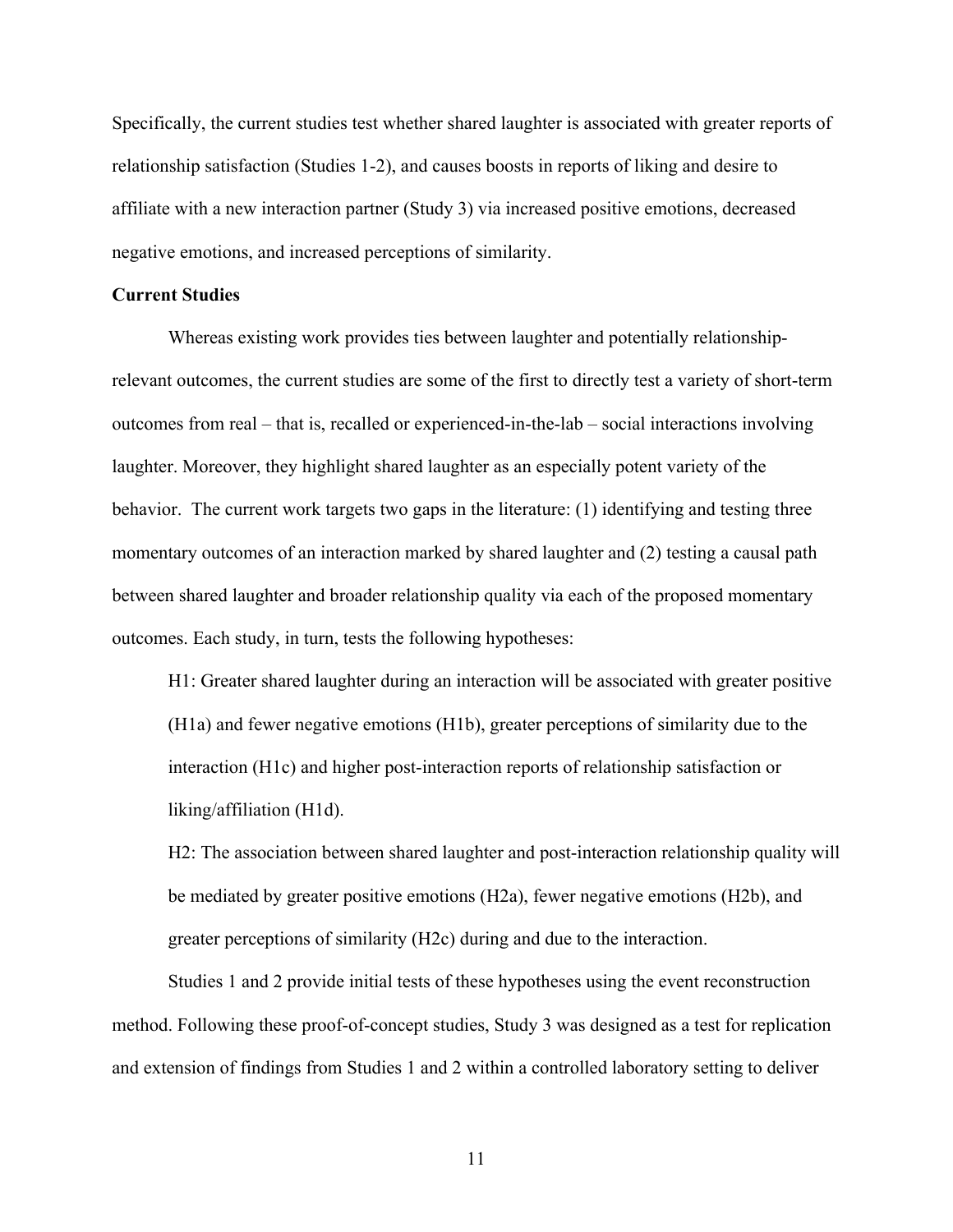Specifically, the current studies test whether shared laughter is associated with greater reports of relationship satisfaction (Studies 1-2), and causes boosts in reports of liking and desire to affiliate with a new interaction partner (Study 3) via increased positive emotions, decreased negative emotions, and increased perceptions of similarity.

**Current Studies**

Whereas existing work provides ties between laughter and potentially relationship-relevant outcomes, the current studies are some of the first to directly test a variety of short-term outcomes from real – that is, recalled or experienced-in-the-lab – social interactions involving laughter. Moreover, they highlight shared laughter as an especially potent variety of the behavior. The current work targets two gaps in the literature: (1) identifying and testing three momentary outcomes of an interaction marked by shared laughter and (2) testing a causal path between shared laughter and broader relationship quality via each of the proposed momentary outcomes. Each study, in turn, tests the following hypotheses:

H1: Greater shared laughter during an interaction will be associated with greater positive (H1a) and fewer negative emotions (H1b), greater perceptions of similarity due to the interaction (H1c) and higher post-interaction reports of relationship satisfaction or liking/affiliation (H1d).

H2: The association between shared laughter and post-interaction relationship quality will be mediated by greater positive emotions (H2a), fewer negative emotions (H2b), and greater perceptions of similarity (H2c) during and due to the interaction.

Studies 1 and 2 provide initial tests of these hypotheses using the event reconstruction method. Following these proof-of-concept studies, Study 3 was designed as a test for replication and extension of findings from Studies 1 and 2 within a controlled laboratory setting to deliver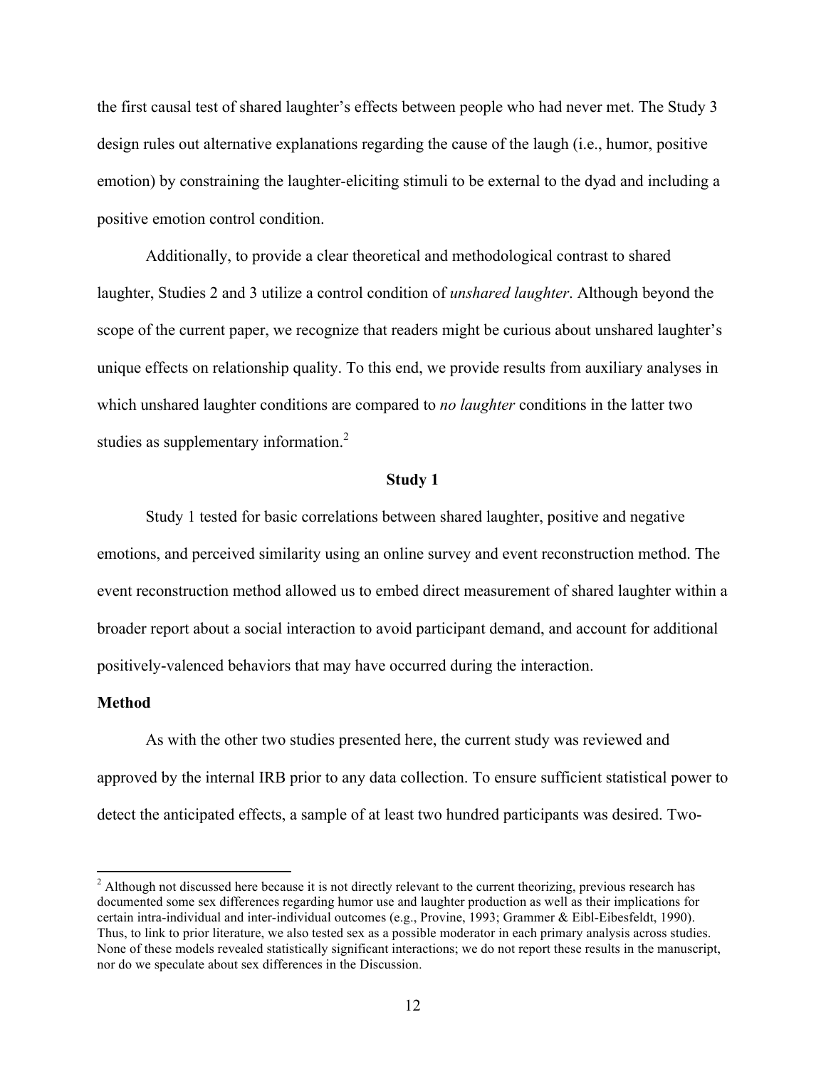the first causal test of shared laughter's effects between people who had never met. The Study 3 design rules out alternative explanations regarding the cause of the laugh (i.e., humor, positive emotion) by constraining the laughter-eliciting stimuli to be external to the dyad and including a positive emotion control condition.

Additionally, to provide a clear theoretical and methodological contrast to shared laughter, Studies 2 and 3 utilize a control condition of *unshared laughter*. Although beyond the scope of the current paper, we recognize that readers might be curious about unshared laughter's unique effects on relationship quality. To this end, we provide results from auxiliary analyses in which unshared laughter conditions are compared to *no laughter* conditions in the latter two studies as supplementary information.[2]

## Study 1

Study 1 tested for basic correlations between shared laughter, positive and negative emotions, and perceived similarity using an online survey and event reconstruction method. The event reconstruction method allowed us to embed direct measurement of shared laughter within a broader report about a social interaction to avoid participant demand, and account for additional positively-valenced behaviors that may have occurred during the interaction.

### Method

As with the other two studies presented here, the current study was reviewed and approved by the internal IRB prior to any data collection. To ensure sufficient statistical power to detect the anticipated effects, a sample of at least two hundred participants was desired. Two-

[2] Although not discussed here because it is not directly relevant to the current theorizing, previous research has documented some sex differences regarding humor use and laughter production as well as their implications for certain intra-individual and inter-individual outcomes (e.g., Provine, 1993; Grammer & Eibl-Eibesfeldt, 1990). Thus, to link to prior literature, we also tested sex as a possible moderator in each primary analysis across studies. None of these models revealed statistically significant interactions; we do not report these results in the manuscript, nor do we speculate about sex differences in the Discussion.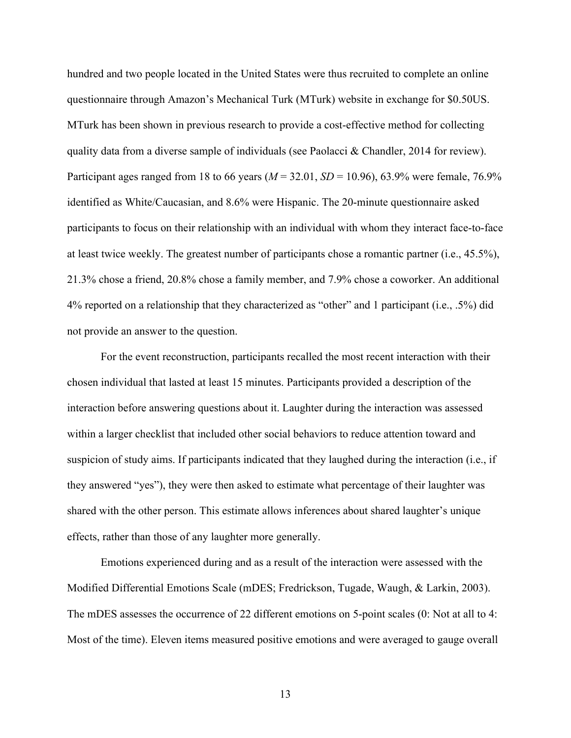hundred and two people located in the United States were thus recruited to complete an online questionnaire through Amazon's Mechanical Turk (MTurk) website in exchange for $0.50US. MTurk has been shown in previous research to provide a cost-effective method for collecting quality data from a diverse sample of individuals (see Paolacci & Chandler, 2014 for review). Participant ages ranged from 18 to 66 years ($M$ = 32.01, $SD$ = 10.96), 63.9% were female, 76.9% identified as White/Caucasian, and 8.6% were Hispanic. The 20-minute questionnaire asked participants to focus on their relationship with an individual with whom they interact face-to-face at least twice weekly. The greatest number of participants chose a romantic partner (i.e., 45.5%), 21.3% chose a friend, 20.8% chose a family member, and 7.9% chose a coworker. An additional 4% reported on a relationship that they characterized as "other" and 1 participant (i.e., .5%) did not provide an answer to the question.

For the event reconstruction, participants recalled the most recent interaction with their chosen individual that lasted at least 15 minutes. Participants provided a description of the interaction before answering questions about it. Laughter during the interaction was assessed within a larger checklist that included other social behaviors to reduce attention toward and suspicion of study aims. If participants indicated that they laughed during the interaction (i.e., if they answered "yes"), they were then asked to estimate what percentage of their laughter was shared with the other person. This estimate allows inferences about shared laughter's unique effects, rather than those of any laughter more generally.

Emotions experienced during and as a result of the interaction were assessed with the Modified Differential Emotions Scale (mDES; Fredrickson, Tugade, Waugh, & Larkin, 2003). The mDES assesses the occurrence of 22 different emotions on 5-point scales (0: Not at all to 4: Most of the time). Eleven items measured positive emotions and were averaged to gauge overall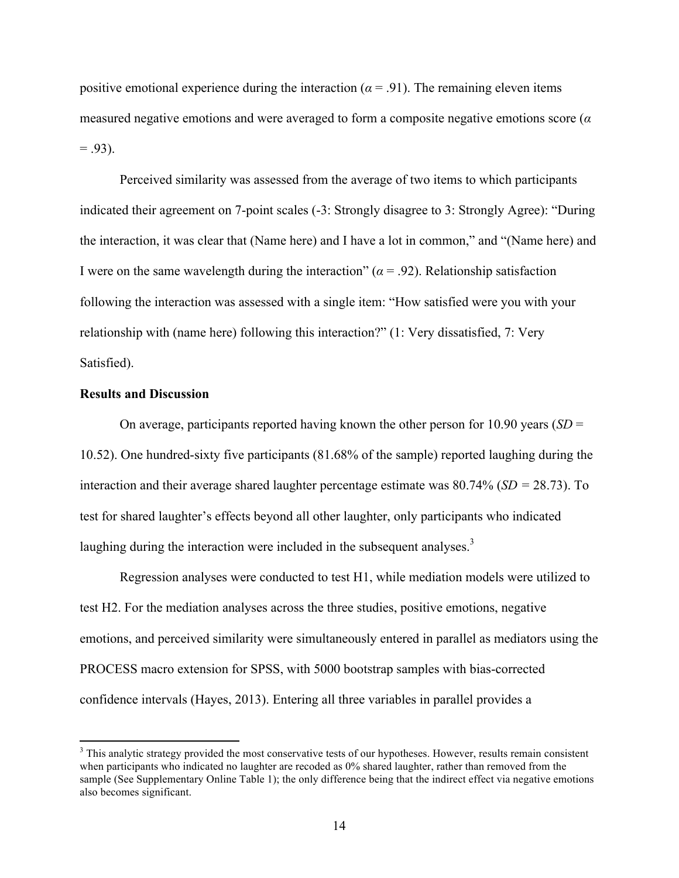positive emotional experience during the interaction ($\alpha$ = .91). The remaining eleven items measured negative emotions and were averaged to form a composite negative emotions score ($\alpha$ = .93).

Perceived similarity was assessed from the average of two items to which participants indicated their agreement on 7-point scales (-3: Strongly disagree to 3: Strongly Agree): "During the interaction, it was clear that (Name here) and I have a lot in common," and "(Name here) and I were on the same wavelength during the interaction" ($\alpha$ = .92). Relationship satisfaction following the interaction was assessed with a single item: "How satisfied were you with your relationship with (name here) following this interaction?" (1: Very dissatisfied, 7: Very Satisfied).

**Results and Discussion**

On average, participants reported having known the other person for 10.90 years (*SD* = 10.52). One hundred-sixty five participants (81.68% of the sample) reported laughing during the interaction and their average shared laughter percentage estimate was 80.74% (*SD* = 28.73). To test for shared laughter's effects beyond all other laughter, only participants who indicated laughing during the interaction were included in the subsequent analyses.[3]

Regression analyses were conducted to test H1, while mediation models were utilized to test H2. For the mediation analyses across the three studies, positive emotions, negative emotions, and perceived similarity were simultaneously entered in parallel as mediators using the PROCESS macro extension for SPSS, with 5000 bootstrap samples with bias-corrected confidence intervals (Hayes, 2013). Entering all three variables in parallel provides a

[3] This analytic strategy provided the most conservative tests of our hypotheses. However, results remain consistent when participants who indicated no laughter are recoded as 0% shared laughter, rather than removed from the sample (See Supplementary Online Table 1); the only difference being that the indirect effect via negative emotions also becomes significant.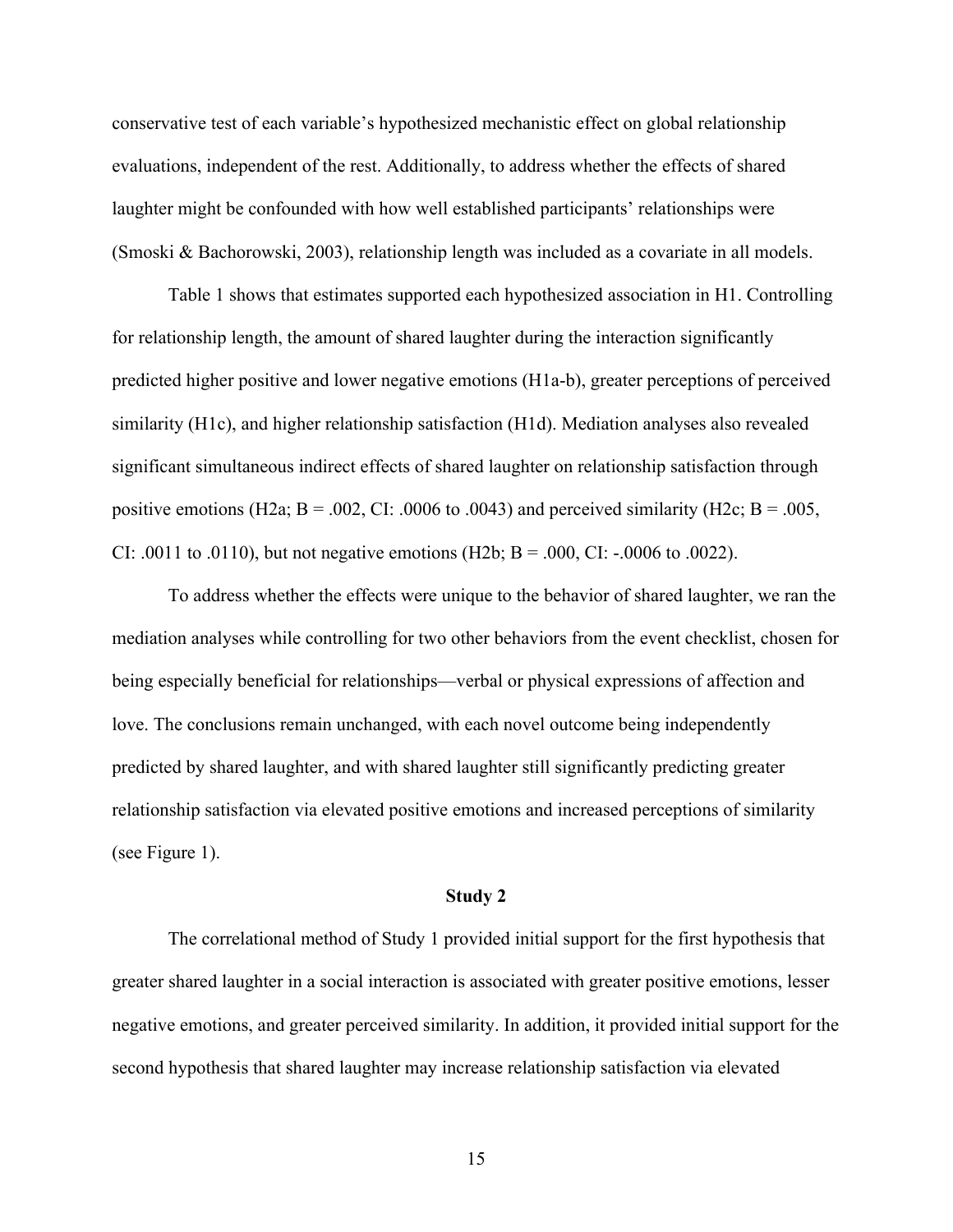conservative test of each variable's hypothesized mechanistic effect on global relationship evaluations, independent of the rest. Additionally, to address whether the effects of shared laughter might be confounded with how well established participants' relationships were (Smoski & Bachorowski, 2003), relationship length was included as a covariate in all models.

Table 1 shows that estimates supported each hypothesized association in H1. Controlling for relationship length, the amount of shared laughter during the interaction significantly predicted higher positive and lower negative emotions (H1a-b), greater perceptions of perceived similarity (H1c), and higher relationship satisfaction (H1d). Mediation analyses also revealed significant simultaneous indirect effects of shared laughter on relationship satisfaction through positive emotions (H2a; $B = .002$, CI: .0006 to .0043) and perceived similarity (H2c; $B = .005$, CI: .0011 to .0110), but not negative emotions (H2b; $B = .000$, CI: -.0006 to .0022).

To address whether the effects were unique to the behavior of shared laughter, we ran the mediation analyses while controlling for two other behaviors from the event checklist, chosen for being especially beneficial for relationships—verbal or physical expressions of affection and love. The conclusions remain unchanged, with each novel outcome being independently predicted by shared laughter, and with shared laughter still significantly predicting greater relationship satisfaction via elevated positive emotions and increased perceptions of similarity (see Figure 1).

## Study 2

The correlational method of Study 1 provided initial support for the first hypothesis that greater shared laughter in a social interaction is associated with greater positive emotions, lesser negative emotions, and greater perceived similarity. In addition, it provided initial support for the second hypothesis that shared laughter may increase relationship satisfaction via elevated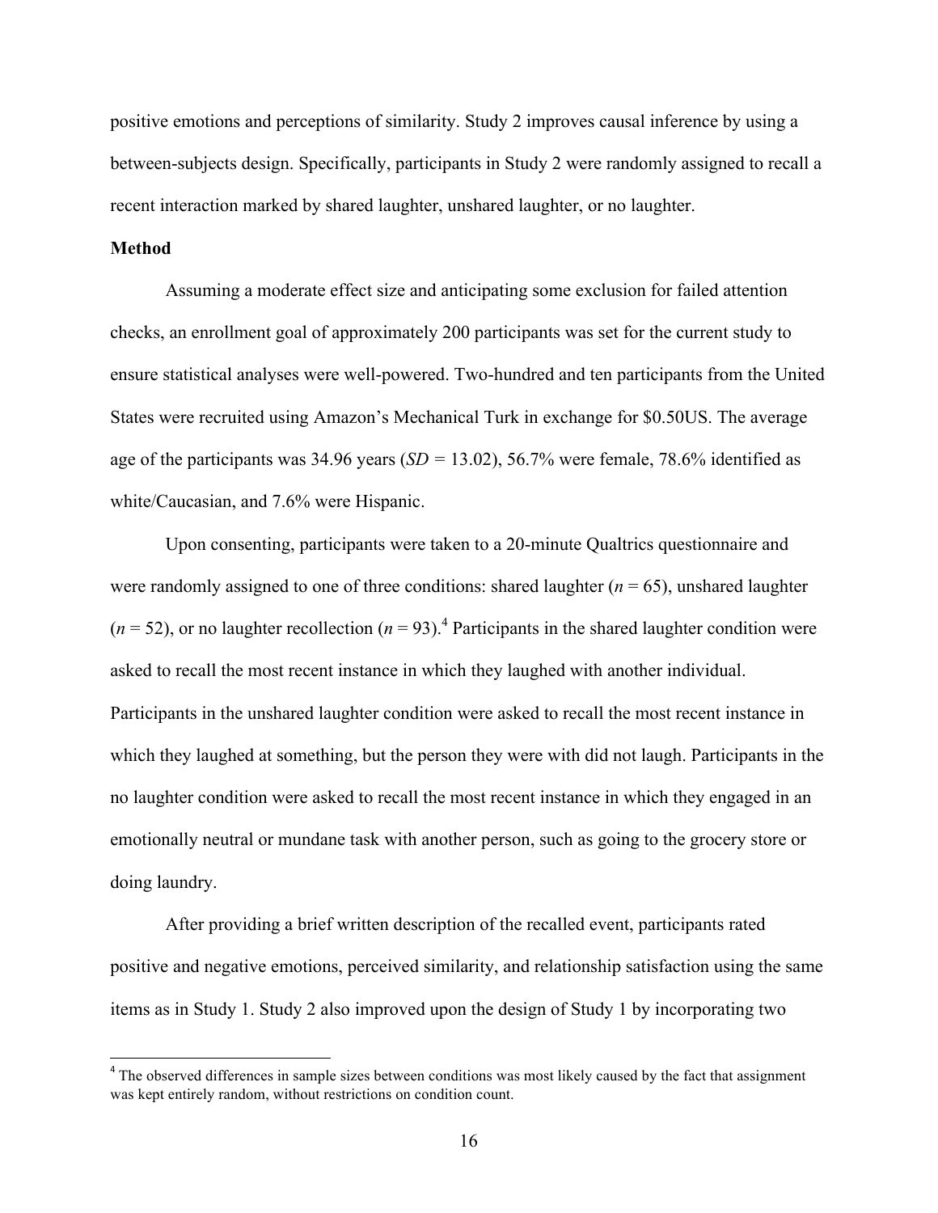positive emotions and perceptions of similarity. Study 2 improves causal inference by using a between-subjects design. Specifically, participants in Study 2 were randomly assigned to recall a recent interaction marked by shared laughter, unshared laughter, or no laughter.

**Method**

Assuming a moderate effect size and anticipating some exclusion for failed attention checks, an enrollment goal of approximately 200 participants was set for the current study to ensure statistical analyses were well-powered. Two-hundred and ten participants from the United States were recruited using Amazon's Mechanical Turk in exchange for $0.50US. The average age of the participants was 34.96 years (*SD* = 13.02), 56.7% were female, 78.6% identified as white/Caucasian, and 7.6% were Hispanic.

Upon consenting, participants were taken to a 20-minute Qualtrics questionnaire and were randomly assigned to one of three conditions: shared laughter (*n* = 65), unshared laughter (*n* = 52), or no laughter recollection (*n* = 93).[4] Participants in the shared laughter condition were asked to recall the most recent instance in which they laughed with another individual. Participants in the unshared laughter condition were asked to recall the most recent instance in which they laughed at something, but the person they were with did not laugh. Participants in the no laughter condition were asked to recall the most recent instance in which they engaged in an emotionally neutral or mundane task with another person, such as going to the grocery store or doing laundry.

After providing a brief written description of the recalled event, participants rated positive and negative emotions, perceived similarity, and relationship satisfaction using the same items as in Study 1. Study 2 also improved upon the design of Study 1 by incorporating two

[4] The observed differences in sample sizes between conditions was most likely caused by the fact that assignment was kept entirely random, without restrictions on condition count.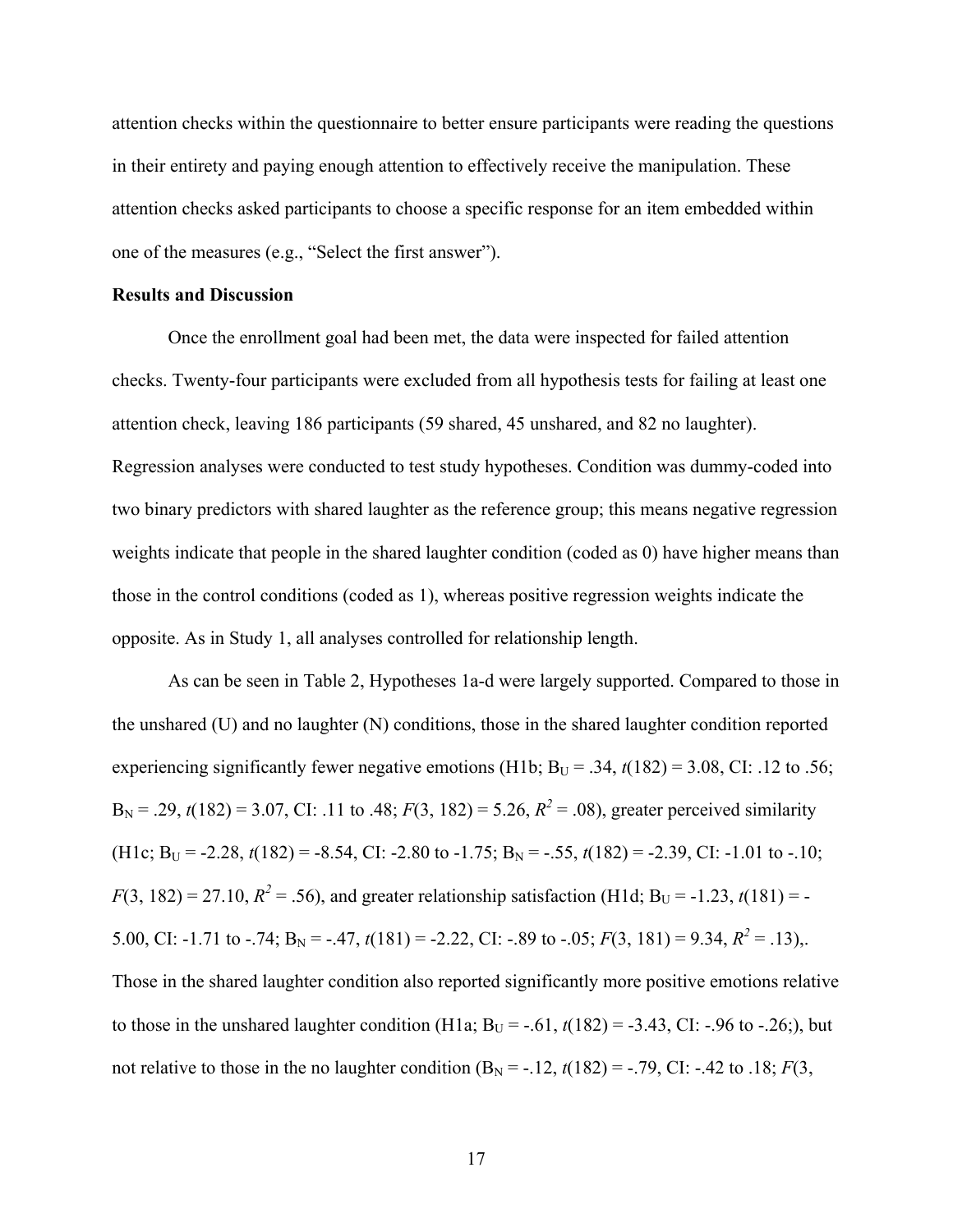attention checks within the questionnaire to better ensure participants were reading the questions in their entirety and paying enough attention to effectively receive the manipulation. These attention checks asked participants to choose a specific response for an item embedded within one of the measures (e.g., "Select the first answer").

**Results and Discussion**

Once the enrollment goal had been met, the data were inspected for failed attention checks. Twenty-four participants were excluded from all hypothesis tests for failing at least one attention check, leaving 186 participants (59 shared, 45 unshared, and 82 no laughter). Regression analyses were conducted to test study hypotheses. Condition was dummy-coded into two binary predictors with shared laughter as the reference group; this means negative regression weights indicate that people in the shared laughter condition (coded as 0) have higher means than those in the control conditions (coded as 1), whereas positive regression weights indicate the opposite. As in Study 1, all analyses controlled for relationship length.

As can be seen in Table 2, Hypotheses 1a-d were largely supported. Compared to those in the unshared (U) and no laughter (N) conditions, those in the shared laughter condition reported experiencing significantly fewer negative emotions (H1b; $B_U = .34$, $t(182) = 3.08$, CI: .12 to .56; $B_N = .29$, $t(182) = 3.07$, CI: .11 to .48; $F(3, 182) = 5.26$, $R^2 = .08$), greater perceived similarity (H1c; $B_U = -2.28$, $t(182) = -8.54$, CI: -2.80 to -1.75; $B_N = -.55$, $t(182) = -2.39$, CI: -1.01 to -.10; $F(3, 182) = 27.10$, $R^2 = .56$), and greater relationship satisfaction (H1d; $B_U = -1.23$, $t(181) = -5.00$, CI: -1.71 to -.74; $B_N = -.47$, $t(181) = -2.22$, CI: -.89 to -.05; $F(3, 181) = 9.34$, $R^2 = .13$),. Those in the shared laughter condition also reported significantly more positive emotions relative to those in the unshared laughter condition (H1a; $B_U = -.61$, $t(182) = -3.43$, CI: -.96 to -.26;), but not relative to those in the no laughter condition ($B_N = -.12$, $t(182) = -.79$, CI: -.42 to .18; $F$(3,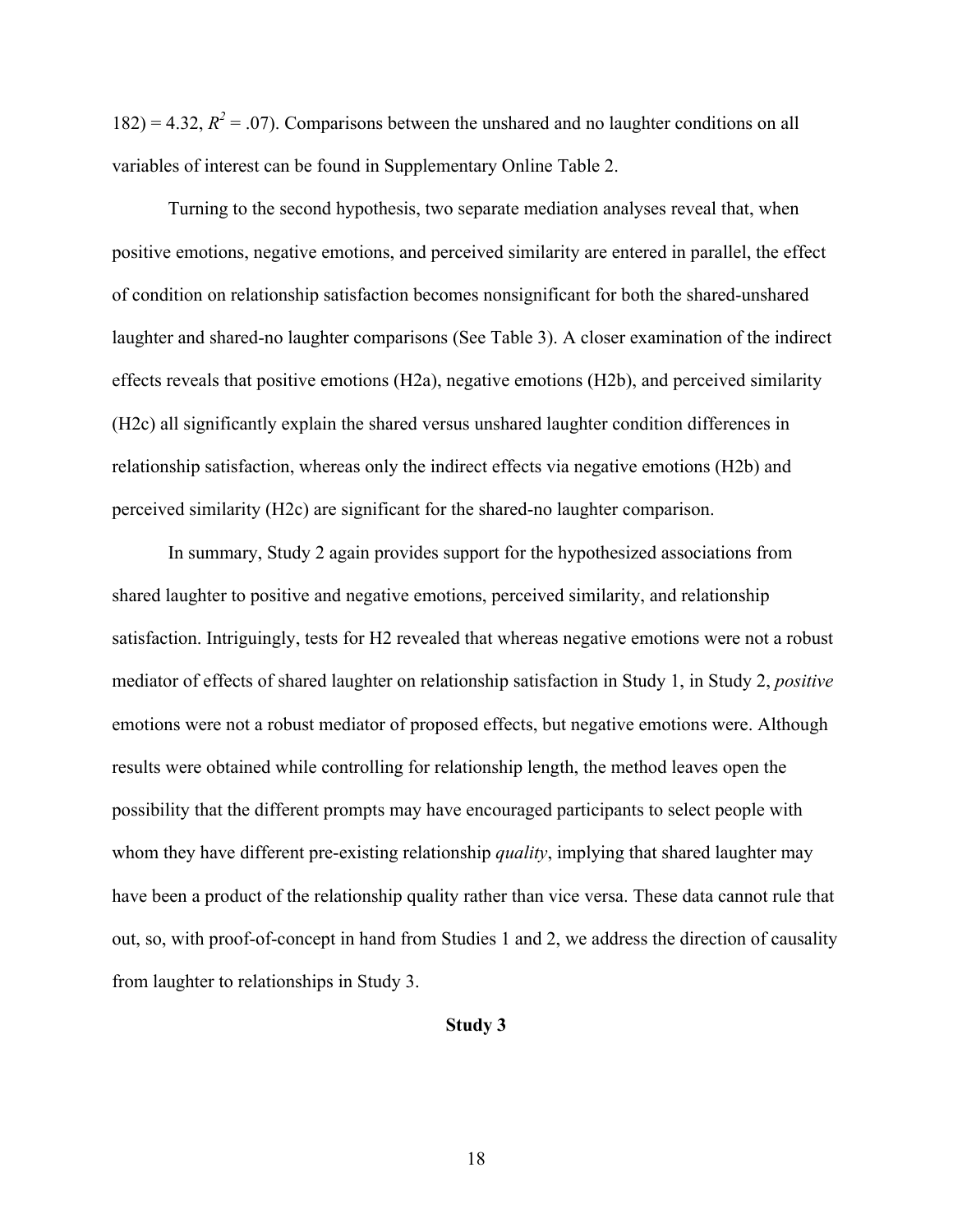182) = 4.32, $R^2$ = .07). Comparisons between the unshared and no laughter conditions on all variables of interest can be found in Supplementary Online Table 2.

Turning to the second hypothesis, two separate mediation analyses reveal that, when positive emotions, negative emotions, and perceived similarity are entered in parallel, the effect of condition on relationship satisfaction becomes nonsignificant for both the shared-unshared laughter and shared-no laughter comparisons (See Table 3). A closer examination of the indirect effects reveals that positive emotions (H2a), negative emotions (H2b), and perceived similarity (H2c) all significantly explain the shared versus unshared laughter condition differences in relationship satisfaction, whereas only the indirect effects via negative emotions (H2b) and perceived similarity (H2c) are significant for the shared-no laughter comparison.

In summary, Study 2 again provides support for the hypothesized associations from shared laughter to positive and negative emotions, perceived similarity, and relationship satisfaction. Intriguingly, tests for H2 revealed that whereas negative emotions were not a robust mediator of effects of shared laughter on relationship satisfaction in Study 1, in Study 2, *positive* emotions were not a robust mediator of proposed effects, but negative emotions were. Although results were obtained while controlling for relationship length, the method leaves open the possibility that the different prompts may have encouraged participants to select people with whom they have different pre-existing relationship *quality*, implying that shared laughter may have been a product of the relationship quality rather than vice versa. These data cannot rule that out, so, with proof-of-concept in hand from Studies 1 and 2, we address the direction of causality from laughter to relationships in Study 3.

## Study 3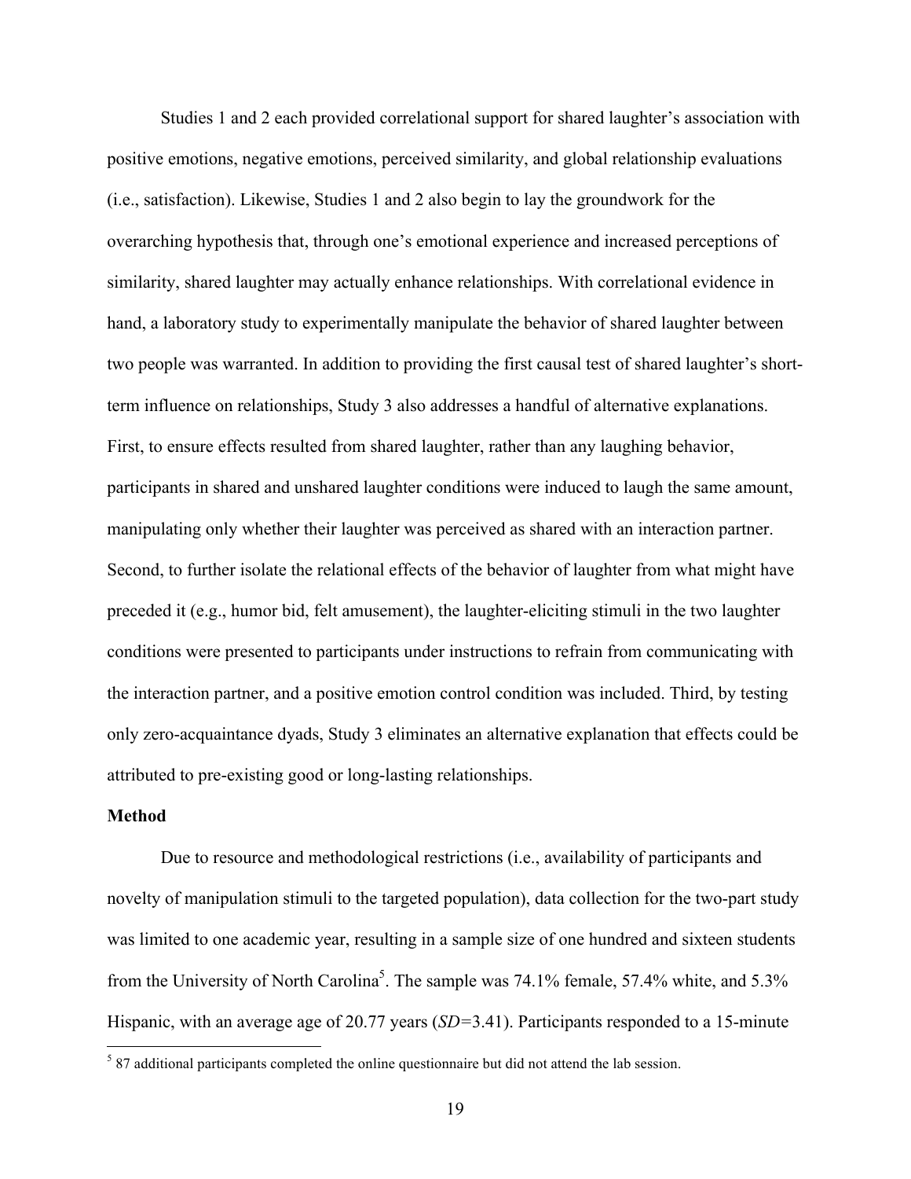Studies 1 and 2 each provided correlational support for shared laughter's association with positive emotions, negative emotions, perceived similarity, and global relationship evaluations (i.e., satisfaction). Likewise, Studies 1 and 2 also begin to lay the groundwork for the overarching hypothesis that, through one's emotional experience and increased perceptions of similarity, shared laughter may actually enhance relationships. With correlational evidence in hand, a laboratory study to experimentally manipulate the behavior of shared laughter between two people was warranted. In addition to providing the first causal test of shared laughter's short-term influence on relationships, Study 3 also addresses a handful of alternative explanations. First, to ensure effects resulted from shared laughter, rather than any laughing behavior, participants in shared and unshared laughter conditions were induced to laugh the same amount, manipulating only whether their laughter was perceived as shared with an interaction partner. Second, to further isolate the relational effects of the behavior of laughter from what might have preceded it (e.g., humor bid, felt amusement), the laughter-eliciting stimuli in the two laughter conditions were presented to participants under instructions to refrain from communicating with the interaction partner, and a positive emotion control condition was included. Third, by testing only zero-acquaintance dyads, Study 3 eliminates an alternative explanation that effects could be attributed to pre-existing good or long-lasting relationships.

**Method**

Due to resource and methodological restrictions (i.e., availability of participants and novelty of manipulation stimuli to the targeted population), data collection for the two-part study was limited to one academic year, resulting in a sample size of one hundred and sixteen students from the University of North Carolina[5]. The sample was 74.1% female, 57.4% white, and 5.3% Hispanic, with an average age of 20.77 years (*SD*=3.41). Participants responded to a 15-minute

[5] 87 additional participants completed the online questionnaire but did not attend the lab session.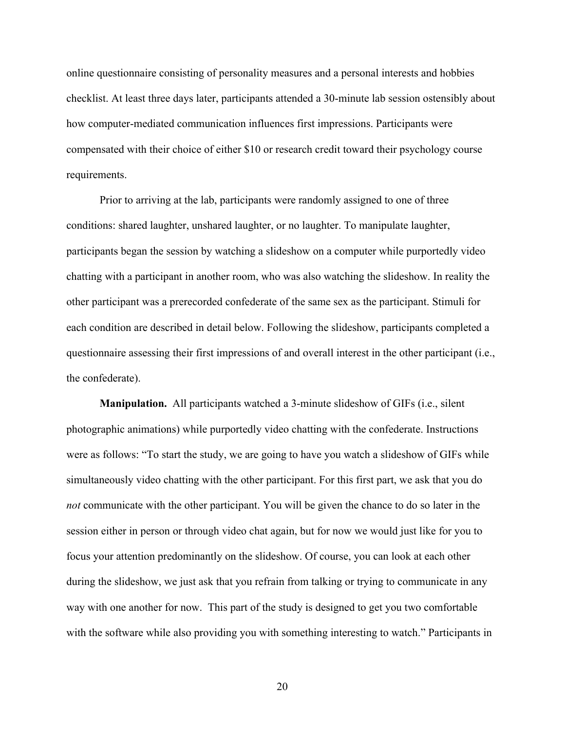online questionnaire consisting of personality measures and a personal interests and hobbies checklist. At least three days later, participants attended a 30-minute lab session ostensibly about how computer-mediated communication influences first impressions. Participants were compensated with their choice of either $10 or research credit toward their psychology course requirements.

Prior to arriving at the lab, participants were randomly assigned to one of three conditions: shared laughter, unshared laughter, or no laughter. To manipulate laughter, participants began the session by watching a slideshow on a computer while purportedly video chatting with a participant in another room, who was also watching the slideshow. In reality the other participant was a prerecorded confederate of the same sex as the participant. Stimuli for each condition are described in detail below. Following the slideshow, participants completed a questionnaire assessing their first impressions of and overall interest in the other participant (i.e., the confederate).

**Manipulation.** All participants watched a 3-minute slideshow of GIFs (i.e., silent photographic animations) while purportedly video chatting with the confederate. Instructions were as follows: "To start the study, we are going to have you watch a slideshow of GIFs while simultaneously video chatting with the other participant. For this first part, we ask that you do *not* communicate with the other participant. You will be given the chance to do so later in the session either in person or through video chat again, but for now we would just like for you to focus your attention predominantly on the slideshow. Of course, you can look at each other during the slideshow, we just ask that you refrain from talking or trying to communicate in any way with one another for now. This part of the study is designed to get you two comfortable with the software while also providing you with something interesting to watch." Participants in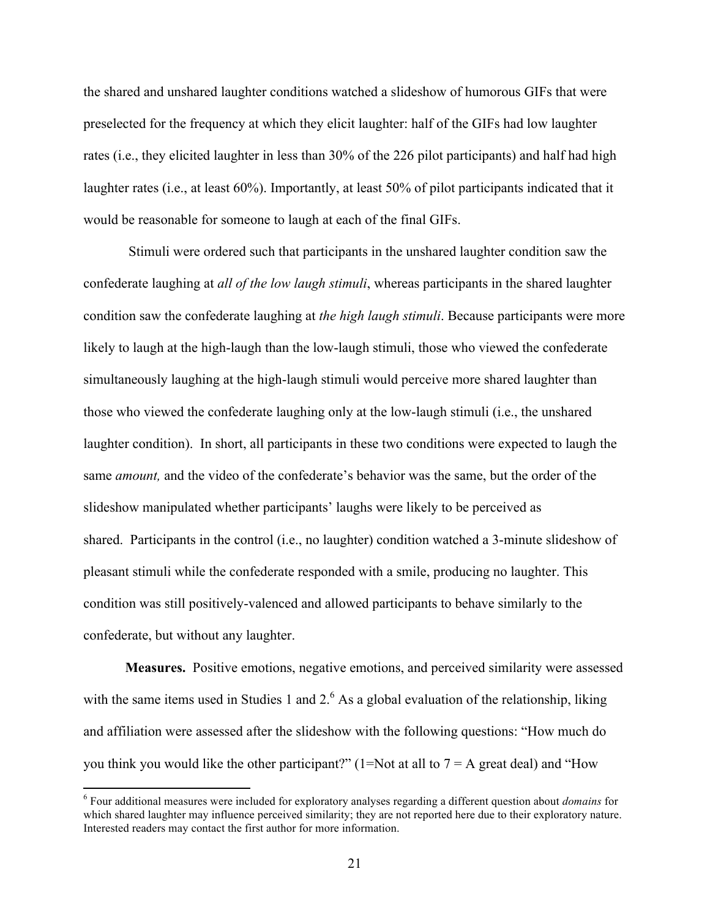the shared and unshared laughter conditions watched a slideshow of humorous GIFs that were preselected for the frequency at which they elicit laughter: half of the GIFs had low laughter rates (i.e., they elicited laughter in less than 30% of the 226 pilot participants) and half had high laughter rates (i.e., at least 60%). Importantly, at least 50% of pilot participants indicated that it would be reasonable for someone to laugh at each of the final GIFs.

Stimuli were ordered such that participants in the unshared laughter condition saw the confederate laughing at *all of the low laugh stimuli*, whereas participants in the shared laughter condition saw the confederate laughing at *the high laugh stimuli*. Because participants were more likely to laugh at the high-laugh than the low-laugh stimuli, those who viewed the confederate simultaneously laughing at the high-laugh stimuli would perceive more shared laughter than those who viewed the confederate laughing only at the low-laugh stimuli (i.e., the unshared laughter condition). In short, all participants in these two conditions were expected to laugh the same *amount,* and the video of the confederate's behavior was the same, but the order of the slideshow manipulated whether participants' laughs were likely to be perceived as shared. Participants in the control (i.e., no laughter) condition watched a 3-minute slideshow of pleasant stimuli while the confederate responded with a smile, producing no laughter. This condition was still positively-valenced and allowed participants to behave similarly to the confederate, but without any laughter.

**Measures.** Positive emotions, negative emotions, and perceived similarity were assessed with the same items used in Studies 1 and 2.[6] As a global evaluation of the relationship, liking and affiliation were assessed after the slideshow with the following questions: "How much do you think you would like the other participant?" (1=Not at all to 7 = A great deal) and "How

[6] Four additional measures were included for exploratory analyses regarding a different question about *domains* for which shared laughter may influence perceived similarity; they are not reported here due to their exploratory nature. Interested readers may contact the first author for more information.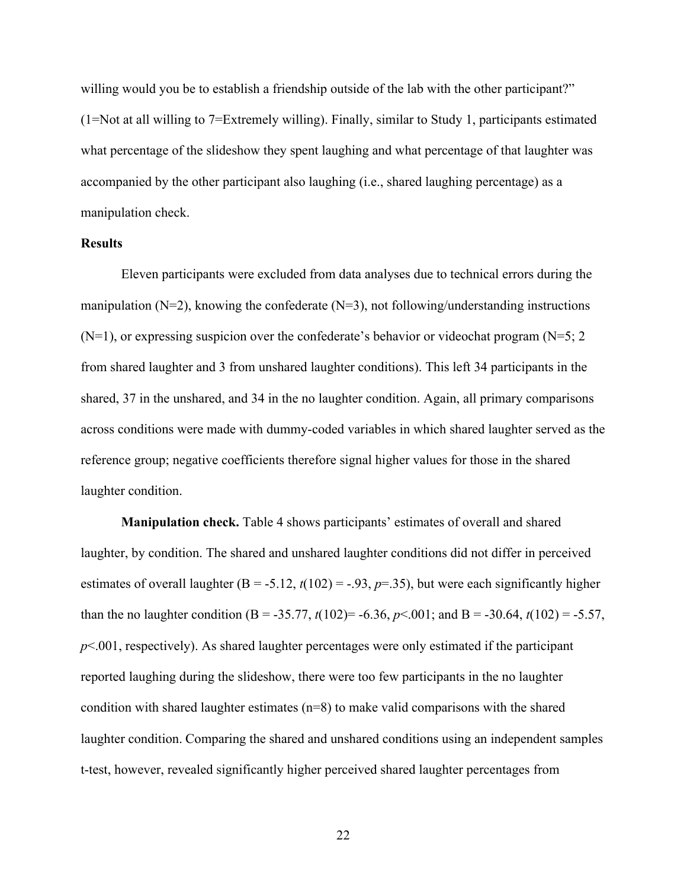willing would you be to establish a friendship outside of the lab with the other participant?" (1=Not at all willing to 7=Extremely willing). Finally, similar to Study 1, participants estimated what percentage of the slideshow they spent laughing and what percentage of that laughter was accompanied by the other participant also laughing (i.e., shared laughing percentage) as a manipulation check.

**Results**

Eleven participants were excluded from data analyses due to technical errors during the manipulation (N=2), knowing the confederate (N=3), not following/understanding instructions (N=1), or expressing suspicion over the confederate's behavior or videochat program (N=5; 2 from shared laughter and 3 from unshared laughter conditions). This left 34 participants in the shared, 37 in the unshared, and 34 in the no laughter condition. Again, all primary comparisons across conditions were made with dummy-coded variables in which shared laughter served as the reference group; negative coefficients therefore signal higher values for those in the shared laughter condition.

**Manipulation check.** Table 4 shows participants' estimates of overall and shared laughter, by condition. The shared and unshared laughter conditions did not differ in perceived estimates of overall laughter (B = -5.12, $t(102) = -.93$, $p=.35$), but were each significantly higher than the no laughter condition (B = -35.77, $t(102) = -6.36$, $p<.001$; and B = -30.64, $t(102) = -5.57$, $p<.001$, respectively). As shared laughter percentages were only estimated if the participant reported laughing during the slideshow, there were too few participants in the no laughter condition with shared laughter estimates (n=8) to make valid comparisons with the shared laughter condition. Comparing the shared and unshared conditions using an independent samples t-test, however, revealed significantly higher perceived shared laughter percentages from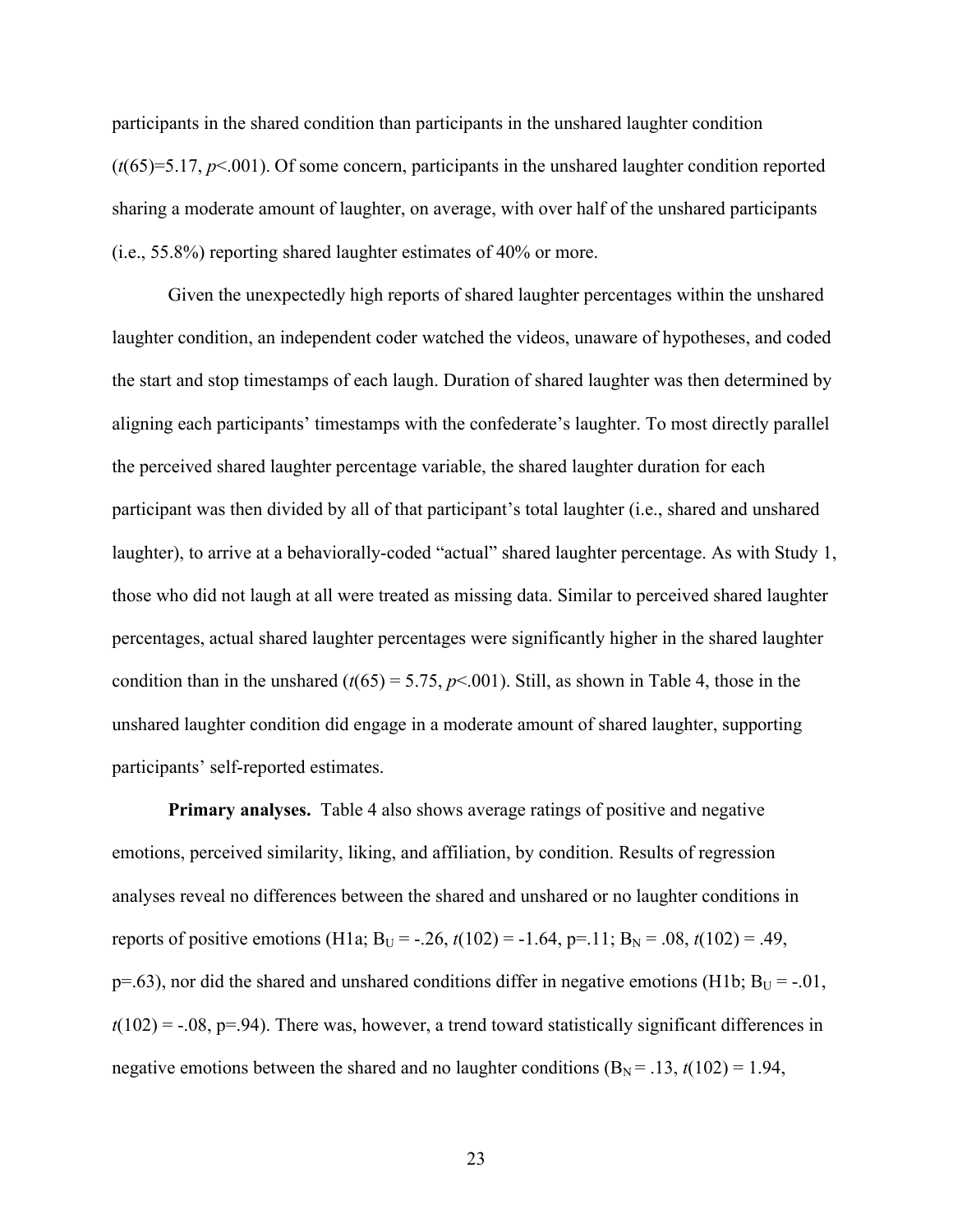participants in the shared condition than participants in the unshared laughter condition ($t(65)=5.17$, $p<.001$). Of some concern, participants in the unshared laughter condition reported sharing a moderate amount of laughter, on average, with over half of the unshared participants (i.e., 55.8%) reporting shared laughter estimates of 40% or more.

Given the unexpectedly high reports of shared laughter percentages within the unshared laughter condition, an independent coder watched the videos, unaware of hypotheses, and coded the start and stop timestamps of each laugh. Duration of shared laughter was then determined by aligning each participants' timestamps with the confederate's laughter. To most directly parallel the perceived shared laughter percentage variable, the shared laughter duration for each participant was then divided by all of that participant's total laughter (i.e., shared and unshared laughter), to arrive at a behaviorally-coded "actual" shared laughter percentage. As with Study 1, those who did not laugh at all were treated as missing data. Similar to perceived shared laughter percentages, actual shared laughter percentages were significantly higher in the shared laughter condition than in the unshared ($t(65) = 5.75$, $p<.001$). Still, as shown in Table 4, those in the unshared laughter condition did engage in a moderate amount of shared laughter, supporting participants' self-reported estimates.

**Primary analyses.** Table 4 also shows average ratings of positive and negative emotions, perceived similarity, liking, and affiliation, by condition. Results of regression analyses reveal no differences between the shared and unshared or no laughter conditions in reports of positive emotions (H1a; $B_U = -.26$, $t(102) = -1.64$, p=.11; $B_N = .08$, $t(102) = .49$, p=.63), nor did the shared and unshared conditions differ in negative emotions (H1b; $B_U = -.01$, $t(102) = -.08$, p=.94). There was, however, a trend toward statistically significant differences in negative emotions between the shared and no laughter conditions ($B_N = .13$, $t(102) = 1.94$,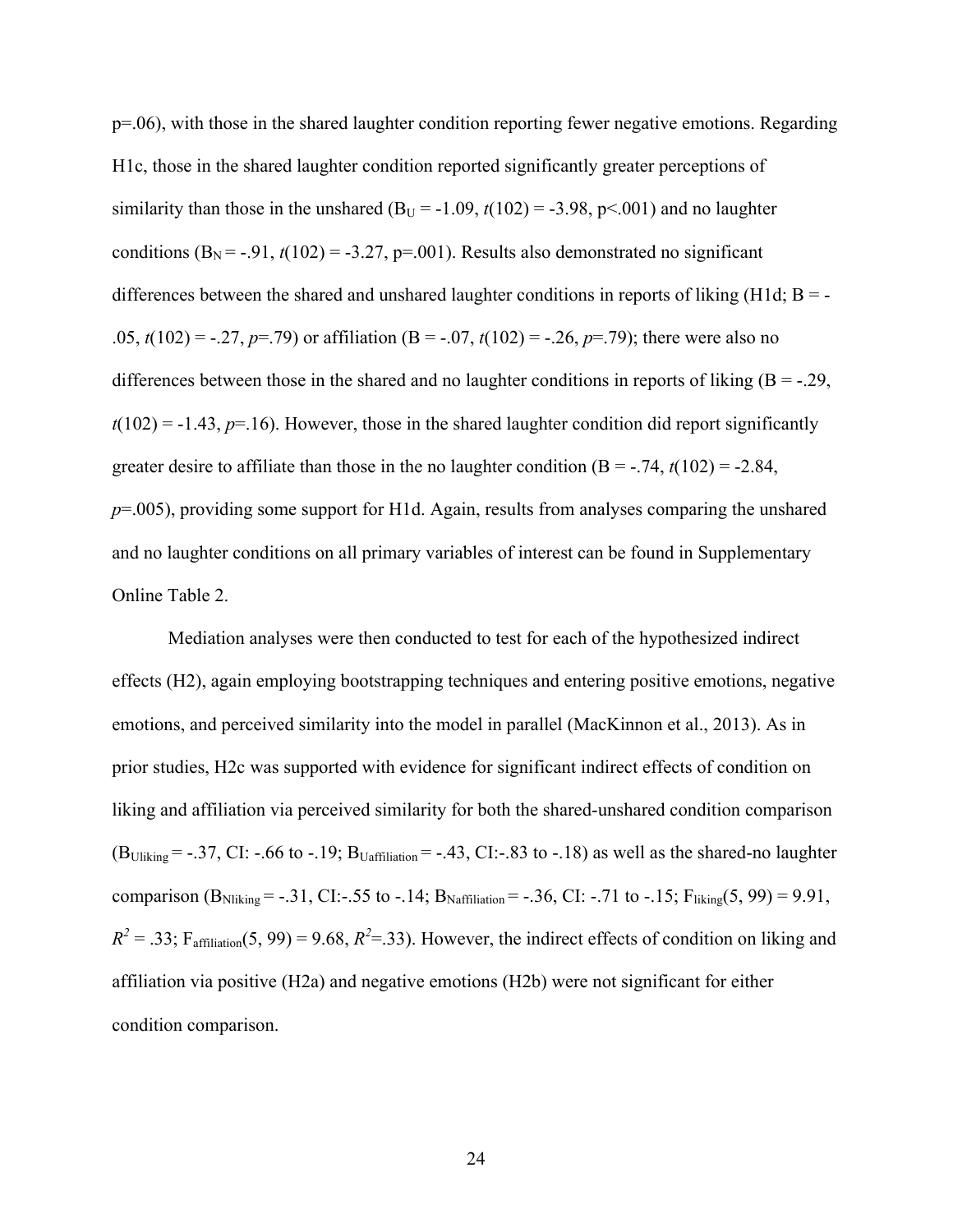p=.06), with those in the shared laughter condition reporting fewer negative emotions. Regarding H1c, those in the shared laughter condition reported significantly greater perceptions of similarity than those in the unshared ($B_U$ = -1.09, $t(102)$ = -3.98, p<.001) and no laughter conditions ($B_N$ = -.91, $t(102)$ = -3.27, p=.001). Results also demonstrated no significant differences between the shared and unshared laughter conditions in reports of liking (H1d; B = -.05, $t(102)$ = -.27, $p$=.79) or affiliation (B = -.07, $t(102)$ = -.26, $p$=.79); there were also no differences between those in the shared and no laughter conditions in reports of liking (B = -.29, $t(102)$ = -1.43, $p$=.16). However, those in the shared laughter condition did report significantly greater desire to affiliate than those in the no laughter condition (B = -.74, $t(102)$ = -2.84, $p$=.005), providing some support for H1d. Again, results from analyses comparing the unshared and no laughter conditions on all primary variables of interest can be found in Supplementary Online Table 2.

Mediation analyses were then conducted to test for each of the hypothesized indirect effects (H2), again employing bootstrapping techniques and entering positive emotions, negative emotions, and perceived similarity into the model in parallel (MacKinnon et al., 2013). As in prior studies, H2c was supported with evidence for significant indirect effects of condition on liking and affiliation via perceived similarity for both the shared-unshared condition comparison ($B_{Uliking}$ = -.37, CI: -.66 to -.19; $B_{Uaffiliation}$ = -.43, CI:-.83 to -.18) as well as the shared-no laughter comparison ($B_{Nliking}$ = -.31, CI:-.55 to -.14; $B_{Naffiliation}$ = -.36, CI: -.71 to -.15; $F_{liking}(5, 99)$ = 9.91, $R^2$ = .33; $F_{affiliation}(5, 99)$ = 9.68, $R^2$=.33). However, the indirect effects of condition on liking and affiliation via positive (H2a) and negative emotions (H2b) were not significant for either condition comparison.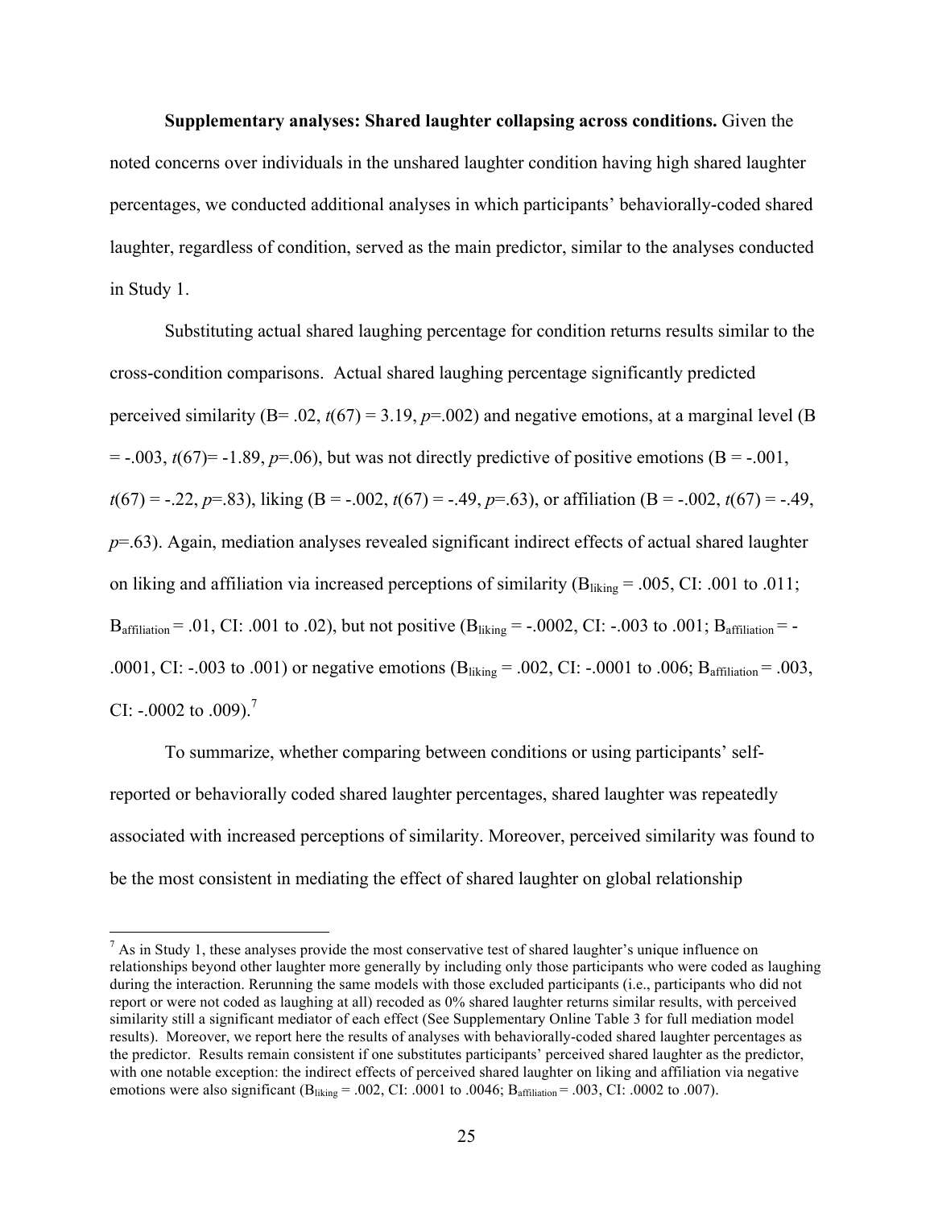**Supplementary analyses: Shared laughter collapsing across conditions.** Given the noted concerns over individuals in the unshared laughter condition having high shared laughter percentages, we conducted additional analyses in which participants' behaviorally-coded shared laughter, regardless of condition, served as the main predictor, similar to the analyses conducted in Study 1.

Substituting actual shared laughing percentage for condition returns results similar to the cross-condition comparisons. Actual shared laughing percentage significantly predicted perceived similarity (B= .02, $t(67) = 3.19$, $p$=.002) and negative emotions, at a marginal level (B = -.003, $t(67)$= -1.89, $p$=.06), but was not directly predictive of positive emotions (B = -.001, $t(67)$ = -.22, $p$=.83), liking (B = -.002, $t(67)$ = -.49, $p$=.63), or affiliation (B = -.002, $t(67)$ = -.49, $p$=.63). Again, mediation analyses revealed significant indirect effects of actual shared laughter on liking and affiliation via increased perceptions of similarity ($B_{liking}$ = .005, CI: .001 to .011; $B_{affiliation}$ = .01, CI: .001 to .02), but not positive ($B_{liking}$ = -.0002, CI: -.003 to .001; $B_{affiliation}$ = -.0001, CI: -.003 to .001) or negative emotions ($B_{liking}$ = .002, CI: -.0001 to .006; $B_{affiliation}$ = .003, CI: -.0002 to .009).[7]

To summarize, whether comparing between conditions or using participants' self-reported or behaviorally coded shared laughter percentages, shared laughter was repeatedly associated with increased perceptions of similarity. Moreover, perceived similarity was found to be the most consistent in mediating the effect of shared laughter on global relationship

---

[7] As in Study 1, these analyses provide the most conservative test of shared laughter's unique influence on relationships beyond other laughter more generally by including only those participants who were coded as laughing during the interaction. Rerunning the same models with those excluded participants (i.e., participants who did not report or were not coded as laughing at all) recoded as 0% shared laughter returns similar results, with perceived similarity still a significant mediator of each effect (See Supplementary Online Table 3 for full mediation model results). Moreover, we report here the results of analyses with behaviorally-coded shared laughter percentages as the predictor. Results remain consistent if one substitutes participants' perceived shared laughter as the predictor, with one notable exception: the indirect effects of perceived shared laughter on liking and affiliation via negative emotions were also significant ($B_{liking}$ = .002, CI: .0001 to .0046; $B_{affiliation}$ = .003, CI: .0002 to .007).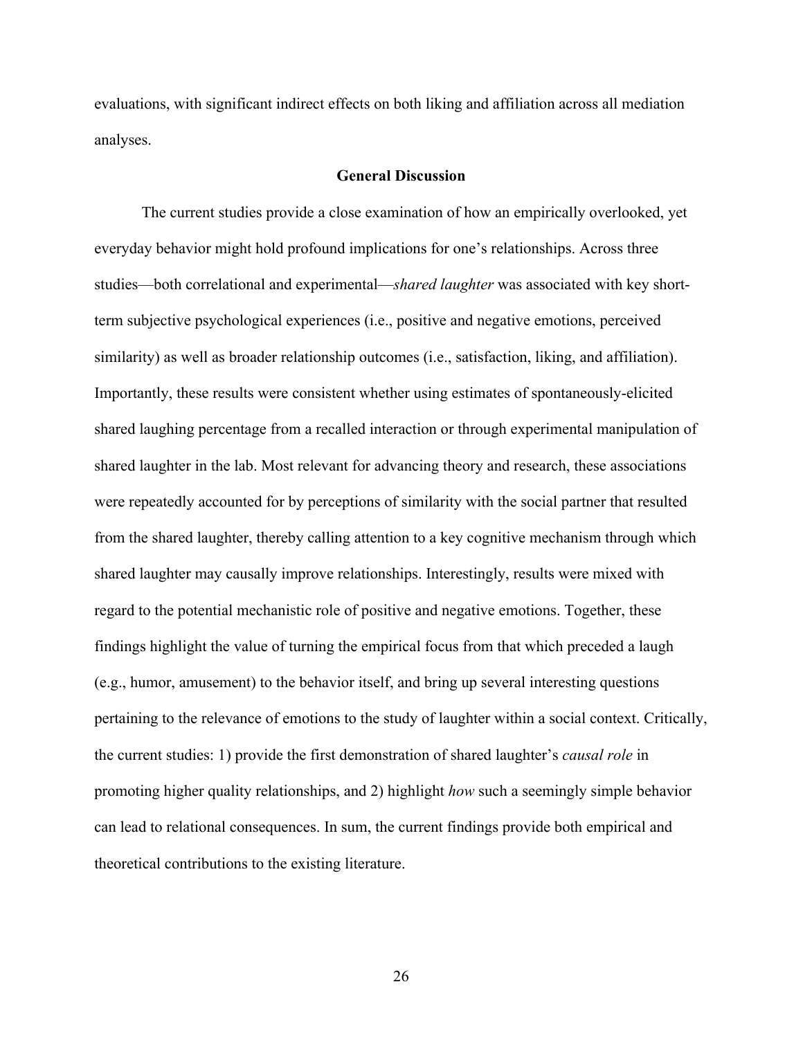evaluations, with significant indirect effects on both liking and affiliation across all mediation analyses.

## General Discussion

The current studies provide a close examination of how an empirically overlooked, yet everyday behavior might hold profound implications for one's relationships. Across three studies—both correlational and experimental—*shared laughter* was associated with key short-term subjective psychological experiences (i.e., positive and negative emotions, perceived similarity) as well as broader relationship outcomes (i.e., satisfaction, liking, and affiliation). Importantly, these results were consistent whether using estimates of spontaneously-elicited shared laughing percentage from a recalled interaction or through experimental manipulation of shared laughter in the lab. Most relevant for advancing theory and research, these associations were repeatedly accounted for by perceptions of similarity with the social partner that resulted from the shared laughter, thereby calling attention to a key cognitive mechanism through which shared laughter may causally improve relationships. Interestingly, results were mixed with regard to the potential mechanistic role of positive and negative emotions. Together, these findings highlight the value of turning the empirical focus from that which preceded a laugh (e.g., humor, amusement) to the behavior itself, and bring up several interesting questions pertaining to the relevance of emotions to the study of laughter within a social context. Critically, the current studies: 1) provide the first demonstration of shared laughter's *causal role* in promoting higher quality relationships, and 2) highlight *how* such a seemingly simple behavior can lead to relational consequences. In sum, the current findings provide both empirical and theoretical contributions to the existing literature.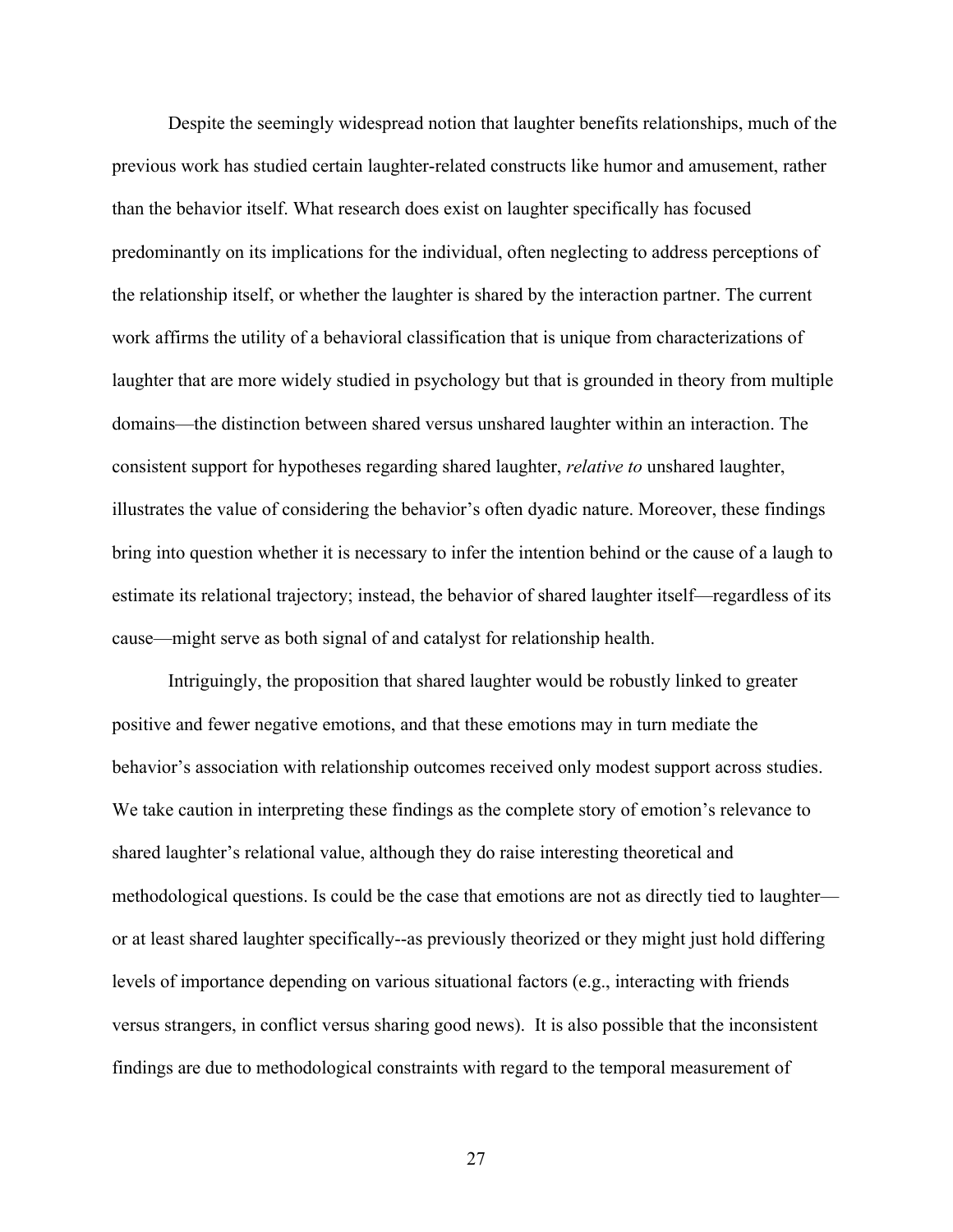Despite the seemingly widespread notion that laughter benefits relationships, much of the previous work has studied certain laughter-related constructs like humor and amusement, rather than the behavior itself. What research does exist on laughter specifically has focused predominantly on its implications for the individual, often neglecting to address perceptions of the relationship itself, or whether the laughter is shared by the interaction partner. The current work affirms the utility of a behavioral classification that is unique from characterizations of laughter that are more widely studied in psychology but that is grounded in theory from multiple domains—the distinction between shared versus unshared laughter within an interaction. The consistent support for hypotheses regarding shared laughter, *relative to* unshared laughter, illustrates the value of considering the behavior's often dyadic nature. Moreover, these findings bring into question whether it is necessary to infer the intention behind or the cause of a laugh to estimate its relational trajectory; instead, the behavior of shared laughter itself—regardless of its cause—might serve as both signal of and catalyst for relationship health.

Intriguingly, the proposition that shared laughter would be robustly linked to greater positive and fewer negative emotions, and that these emotions may in turn mediate the behavior's association with relationship outcomes received only modest support across studies. We take caution in interpreting these findings as the complete story of emotion's relevance to shared laughter's relational value, although they do raise interesting theoretical and methodological questions. Is could be the case that emotions are not as directly tied to laughter—or at least shared laughter specifically--as previously theorized or they might just hold differing levels of importance depending on various situational factors (e.g., interacting with friends versus strangers, in conflict versus sharing good news). It is also possible that the inconsistent findings are due to methodological constraints with regard to the temporal measurement of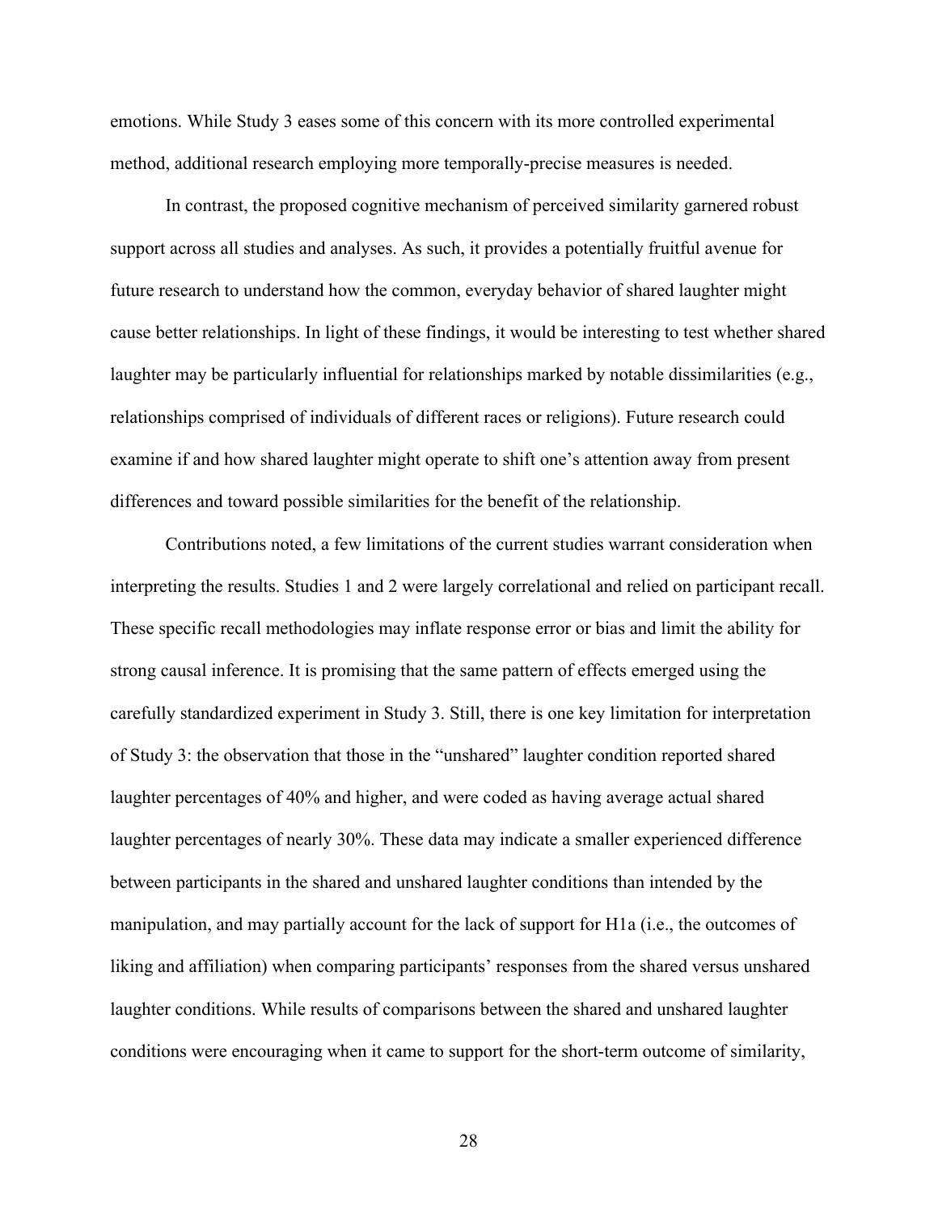emotions. While Study 3 eases some of this concern with its more controlled experimental method, additional research employing more temporally-precise measures is needed.

In contrast, the proposed cognitive mechanism of perceived similarity garnered robust support across all studies and analyses. As such, it provides a potentially fruitful avenue for future research to understand how the common, everyday behavior of shared laughter might cause better relationships. In light of these findings, it would be interesting to test whether shared laughter may be particularly influential for relationships marked by notable dissimilarities (e.g., relationships comprised of individuals of different races or religions). Future research could examine if and how shared laughter might operate to shift one's attention away from present differences and toward possible similarities for the benefit of the relationship.

Contributions noted, a few limitations of the current studies warrant consideration when interpreting the results. Studies 1 and 2 were largely correlational and relied on participant recall. These specific recall methodologies may inflate response error or bias and limit the ability for strong causal inference. It is promising that the same pattern of effects emerged using the carefully standardized experiment in Study 3. Still, there is one key limitation for interpretation of Study 3: the observation that those in the "unshared" laughter condition reported shared laughter percentages of 40% and higher, and were coded as having average actual shared laughter percentages of nearly 30%. These data may indicate a smaller experienced difference between participants in the shared and unshared laughter conditions than intended by the manipulation, and may partially account for the lack of support for H1a (i.e., the outcomes of liking and affiliation) when comparing participants' responses from the shared versus unshared laughter conditions. While results of comparisons between the shared and unshared laughter conditions were encouraging when it came to support for the short-term outcome of similarity,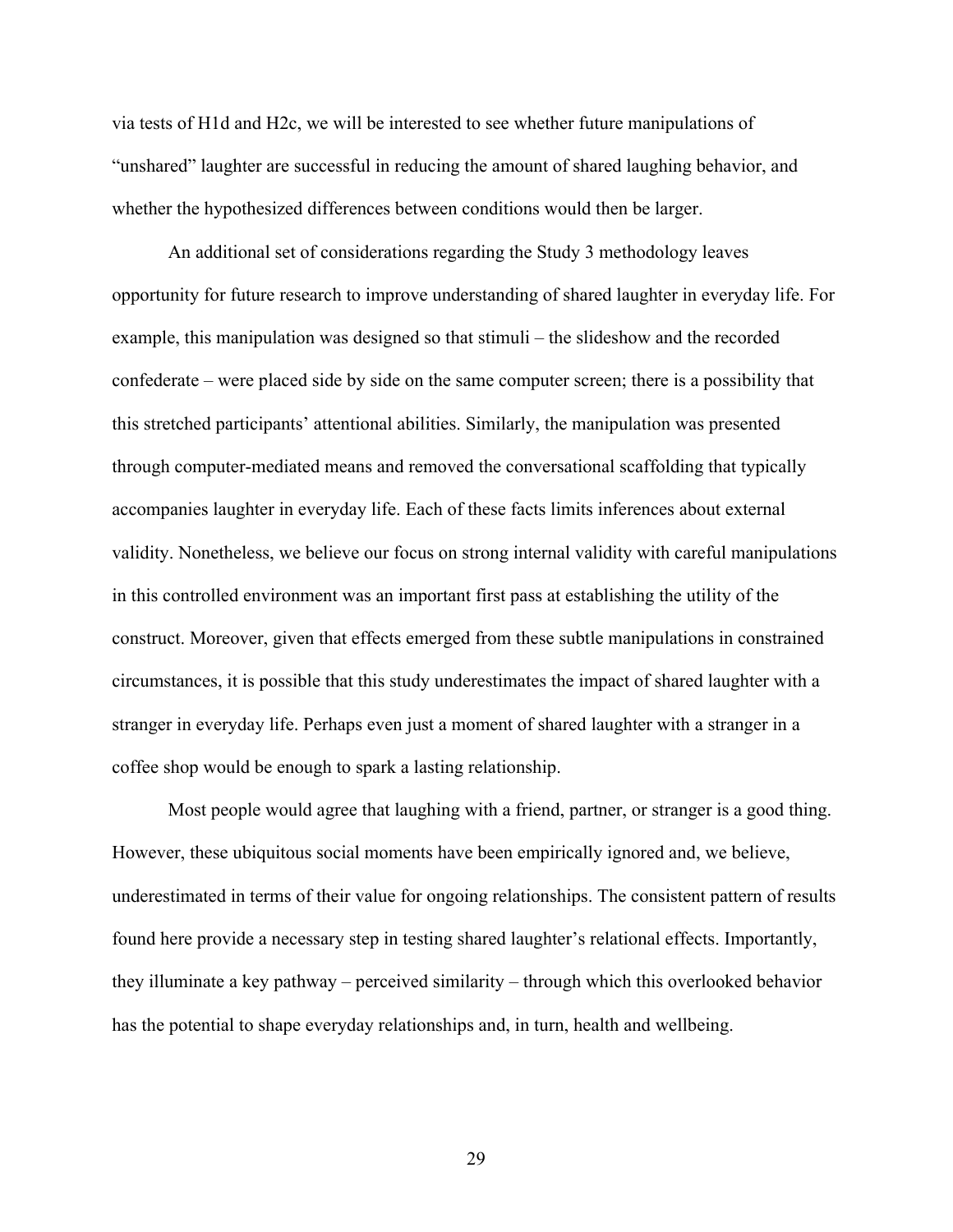via tests of H1d and H2c, we will be interested to see whether future manipulations of "unshared" laughter are successful in reducing the amount of shared laughing behavior, and whether the hypothesized differences between conditions would then be larger.

An additional set of considerations regarding the Study 3 methodology leaves opportunity for future research to improve understanding of shared laughter in everyday life. For example, this manipulation was designed so that stimuli – the slideshow and the recorded confederate – were placed side by side on the same computer screen; there is a possibility that this stretched participants' attentional abilities. Similarly, the manipulation was presented through computer-mediated means and removed the conversational scaffolding that typically accompanies laughter in everyday life. Each of these facts limits inferences about external validity. Nonetheless, we believe our focus on strong internal validity with careful manipulations in this controlled environment was an important first pass at establishing the utility of the construct. Moreover, given that effects emerged from these subtle manipulations in constrained circumstances, it is possible that this study underestimates the impact of shared laughter with a stranger in everyday life. Perhaps even just a moment of shared laughter with a stranger in a coffee shop would be enough to spark a lasting relationship.

Most people would agree that laughing with a friend, partner, or stranger is a good thing. However, these ubiquitous social moments have been empirically ignored and, we believe, underestimated in terms of their value for ongoing relationships. The consistent pattern of results found here provide a necessary step in testing shared laughter's relational effects. Importantly, they illuminate a key pathway – perceived similarity – through which this overlooked behavior has the potential to shape everyday relationships and, in turn, health and wellbeing.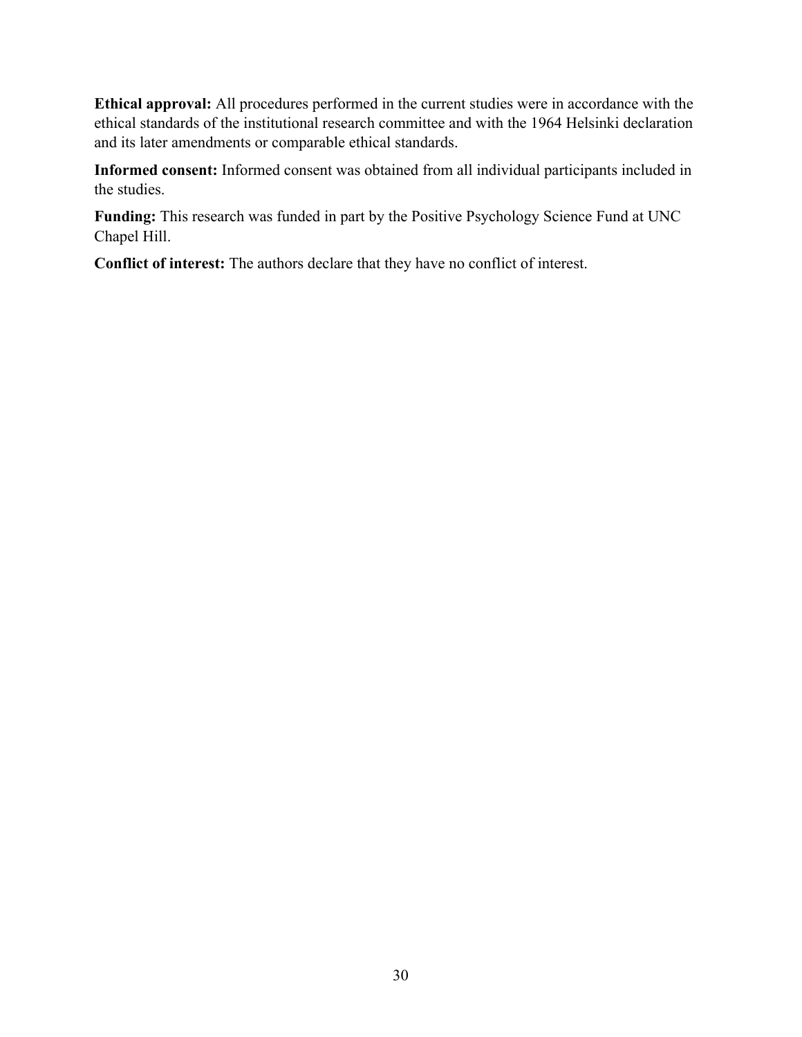**Ethical approval:** All procedures performed in the current studies were in accordance with the ethical standards of the institutional research committee and with the 1964 Helsinki declaration and its later amendments or comparable ethical standards.

**Informed consent:** Informed consent was obtained from all individual participants included in the studies.

**Funding:** This research was funded in part by the Positive Psychology Science Fund at UNC Chapel Hill.

**Conflict of interest:** The authors declare that they have no conflict of interest.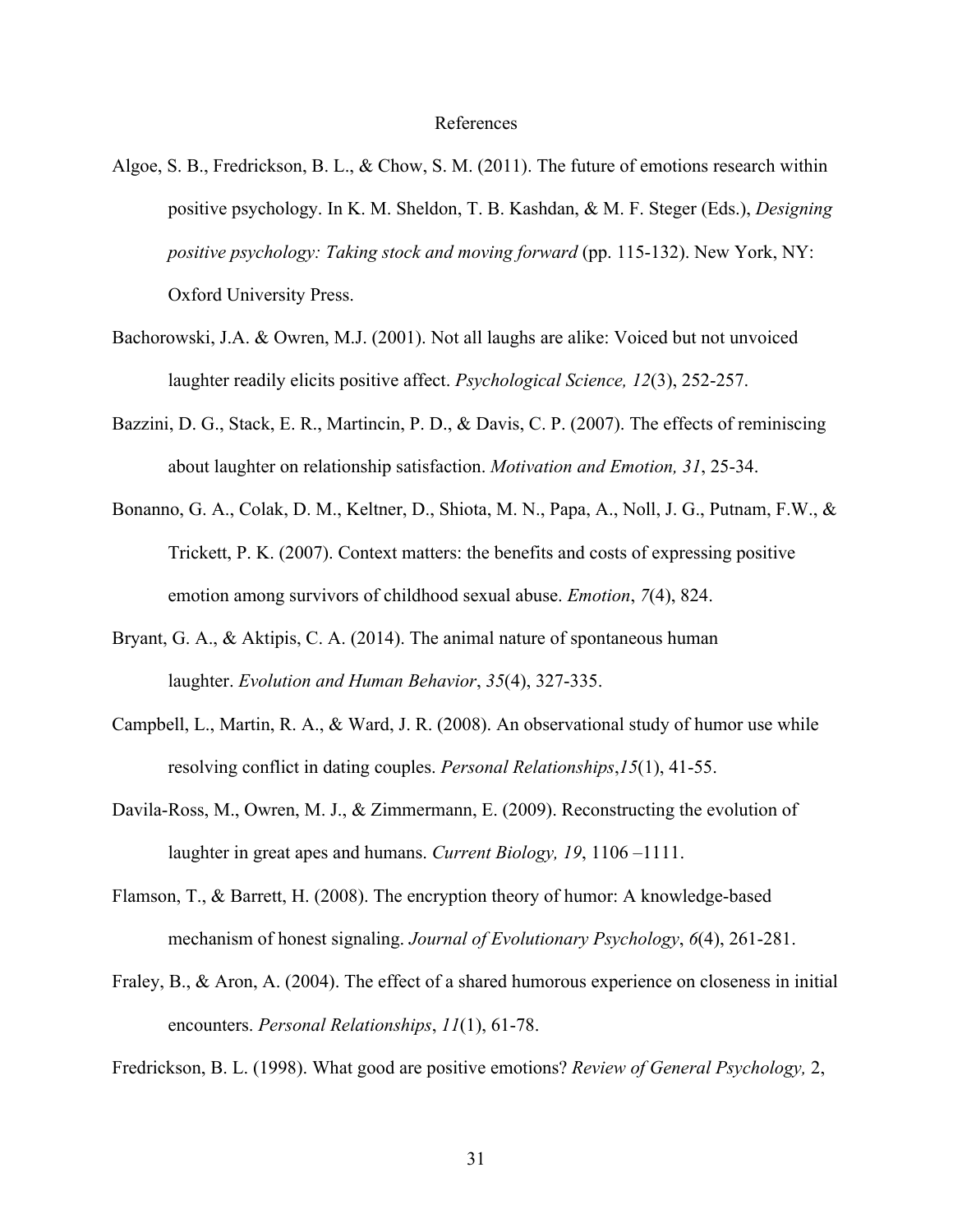# References

Algoe, S. B., Fredrickson, B. L., & Chow, S. M. (2011). The future of emotions research within positive psychology. In K. M. Sheldon, T. B. Kashdan, & M. F. Steger (Eds.), *Designing positive psychology: Taking stock and moving forward* (pp. 115-132). New York, NY: Oxford University Press.

Bachorowski, J.A. & Owren, M.J. (2001). Not all laughs are alike: Voiced but not unvoiced laughter readily elicits positive affect. *Psychological Science, 12*(3), 252-257.

Bazzini, D. G., Stack, E. R., Martincin, P. D., & Davis, C. P. (2007). The effects of reminiscing about laughter on relationship satisfaction. *Motivation and Emotion, 31*, 25-34.

Bonanno, G. A., Colak, D. M., Keltner, D., Shiota, M. N., Papa, A., Noll, J. G., Putnam, F.W., & Trickett, P. K. (2007). Context matters: the benefits and costs of expressing positive emotion among survivors of childhood sexual abuse. *Emotion*, *7*(4), 824.

Bryant, G. A., & Aktipis, C. A. (2014). The animal nature of spontaneous human laughter. *Evolution and Human Behavior*, *35*(4), 327-335.

Campbell, L., Martin, R. A., & Ward, J. R. (2008). An observational study of humor use while resolving conflict in dating couples. *Personal Relationships*,*15*(1), 41-55.

Davila-Ross, M., Owren, M. J., & Zimmermann, E. (2009). Reconstructing the evolution of laughter in great apes and humans. *Current Biology, 19*, 1106 –1111.

Flamson, T., & Barrett, H. (2008). The encryption theory of humor: A knowledge-based mechanism of honest signaling. *Journal of Evolutionary Psychology*, *6*(4), 261-281.

Fraley, B., & Aron, A. (2004). The effect of a shared humorous experience on closeness in initial encounters. *Personal Relationships*, *11*(1), 61-78.

Fredrickson, B. L. (1998). What good are positive emotions? *Review of General Psychology,* 2,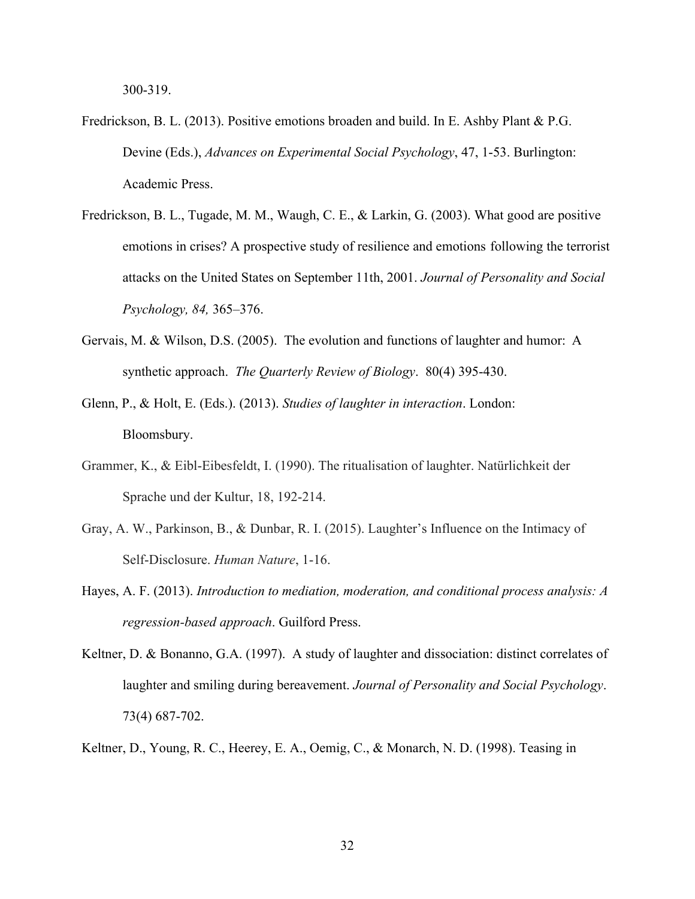300-319.

Fredrickson, B. L. (2013). Positive emotions broaden and build. In E. Ashby Plant & P.G. Devine (Eds.), *Advances on Experimental Social Psychology*, 47, 1-53. Burlington: Academic Press.

Fredrickson, B. L., Tugade, M. M., Waugh, C. E., & Larkin, G. (2003). What good are positive emotions in crises? A prospective study of resilience and emotions following the terrorist attacks on the United States on September 11th, 2001. *Journal of Personality and Social Psychology, 84,* 365–376.

Gervais, M. & Wilson, D.S. (2005). The evolution and functions of laughter and humor: A synthetic approach. *The Quarterly Review of Biology*. 80(4) 395-430.

Glenn, P., & Holt, E. (Eds.). (2013). *Studies of laughter in interaction*. London: Bloomsbury.

Grammer, K., & Eibl-Eibesfeldt, I. (1990). The ritualisation of laughter. Natürlichkeit der Sprache und der Kultur, 18, 192-214.

Gray, A. W., Parkinson, B., & Dunbar, R. I. (2015). Laughter's Influence on the Intimacy of Self-Disclosure. *Human Nature*, 1-16.

Hayes, A. F. (2013). *Introduction to mediation, moderation, and conditional process analysis: A regression-based approach*. Guilford Press.

Keltner, D. & Bonanno, G.A. (1997). A study of laughter and dissociation: distinct correlates of laughter and smiling during bereavement. *Journal of Personality and Social Psychology*. 73(4) 687-702.

Keltner, D., Young, R. C., Heerey, E. A., Oemig, C., & Monarch, N. D. (1998). Teasing in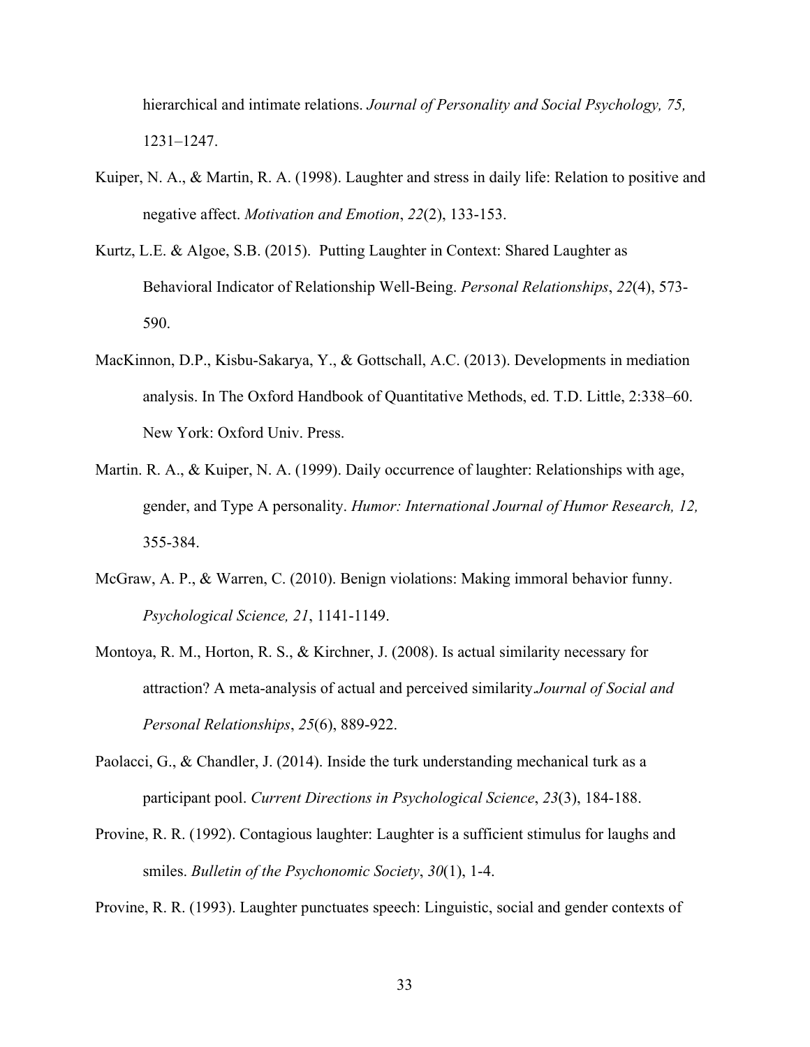hierarchical and intimate relations. *Journal of Personality and Social Psychology, 75,* 1231–1247.

Kuiper, N. A., & Martin, R. A. (1998). Laughter and stress in daily life: Relation to positive and negative affect. *Motivation and Emotion*, *22*(2), 133-153.

Kurtz, L.E. & Algoe, S.B. (2015). Putting Laughter in Context: Shared Laughter as Behavioral Indicator of Relationship Well-Being. *Personal Relationships*, *22*(4), 573-590.

MacKinnon, D.P., Kisbu-Sakarya, Y., & Gottschall, A.C. (2013). Developments in mediation analysis. In The Oxford Handbook of Quantitative Methods, ed. T.D. Little, 2:338–60. New York: Oxford Univ. Press.

Martin. R. A., & Kuiper, N. A. (1999). Daily occurrence of laughter: Relationships with age, gender, and Type A personality. *Humor: International Journal of Humor Research, 12,* 355-384.

McGraw, A. P., & Warren, C. (2010). Benign violations: Making immoral behavior funny. *Psychological Science, 21*, 1141-1149.

Montoya, R. M., Horton, R. S., & Kirchner, J. (2008). Is actual similarity necessary for attraction? A meta-analysis of actual and perceived similarity.*Journal of Social and Personal Relationships*, *25*(6), 889-922.

Paolacci, G., & Chandler, J. (2014). Inside the turk understanding mechanical turk as a participant pool. *Current Directions in Psychological Science*, *23*(3), 184-188.

Provine, R. R. (1992). Contagious laughter: Laughter is a sufficient stimulus for laughs and smiles. *Bulletin of the Psychonomic Society*, *30*(1), 1-4.

Provine, R. R. (1993). Laughter punctuates speech: Linguistic, social and gender contexts of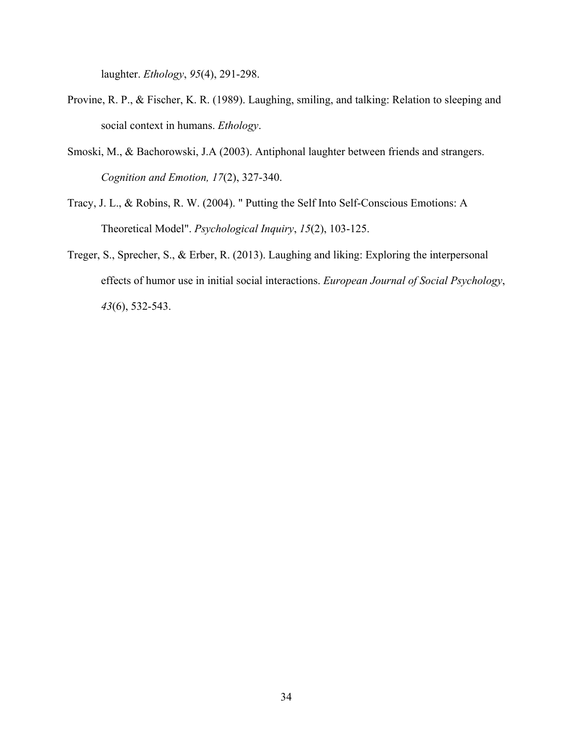laughter. *Ethology*, *95*(4), 291-298.

Provine, R. P., & Fischer, K. R. (1989). Laughing, smiling, and talking: Relation to sleeping and social context in humans. *Ethology*.

Smoski, M., & Bachorowski, J.A (2003). Antiphonal laughter between friends and strangers. *Cognition and Emotion, 17*(2), 327-340.

Tracy, J. L., & Robins, R. W. (2004). " Putting the Self Into Self-Conscious Emotions: A Theoretical Model". *Psychological Inquiry*, *15*(2), 103-125.

Treger, S., Sprecher, S., & Erber, R. (2013). Laughing and liking: Exploring the interpersonal effects of humor use in initial social interactions. *European Journal of Social Psychology*, *43*(6), 532-543.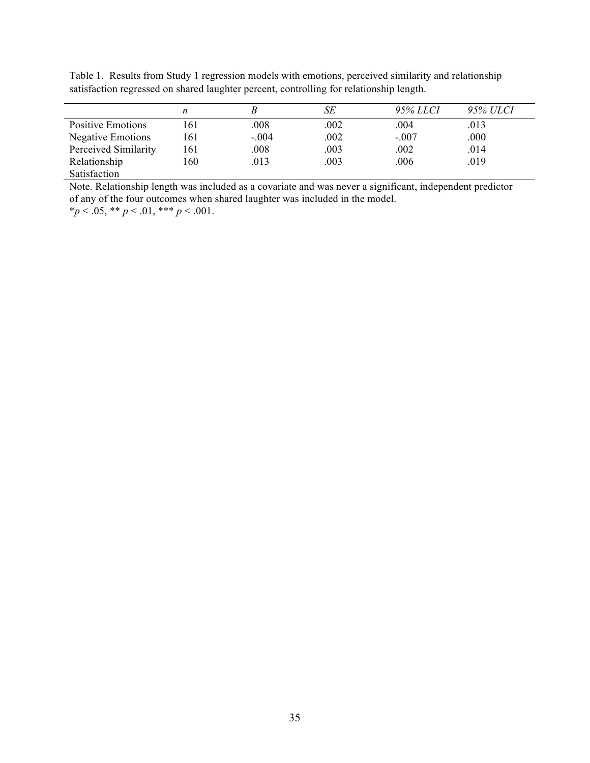Table 1. Results from Study 1 regression models with emotions, perceived similarity and relationship satisfaction regressed on shared laughter percent, controlling for relationship length.

| | *n* | *B* | *SE* | *95% LLCI* | *95% ULCI* |
|---|---|---|---|---|---|
| Positive Emotions | 161 | .008 | .002 | .004 | .013 |
| Negative Emotions | 161 | -.004 | .002 | -.007 | .000 |
| Perceived Similarity | 161 | .008 | .003 | .002 | .014 |
| Relationship Satisfaction | 160 | .013 | .003 | .006 | .019 |

Note. Relationship length was included as a covariate and was never a significant, independent predictor of any of the four outcomes when shared laughter was included in the model.
$^{*}p < .05$, $^{**}p < .01$, $^{***}p < .001$.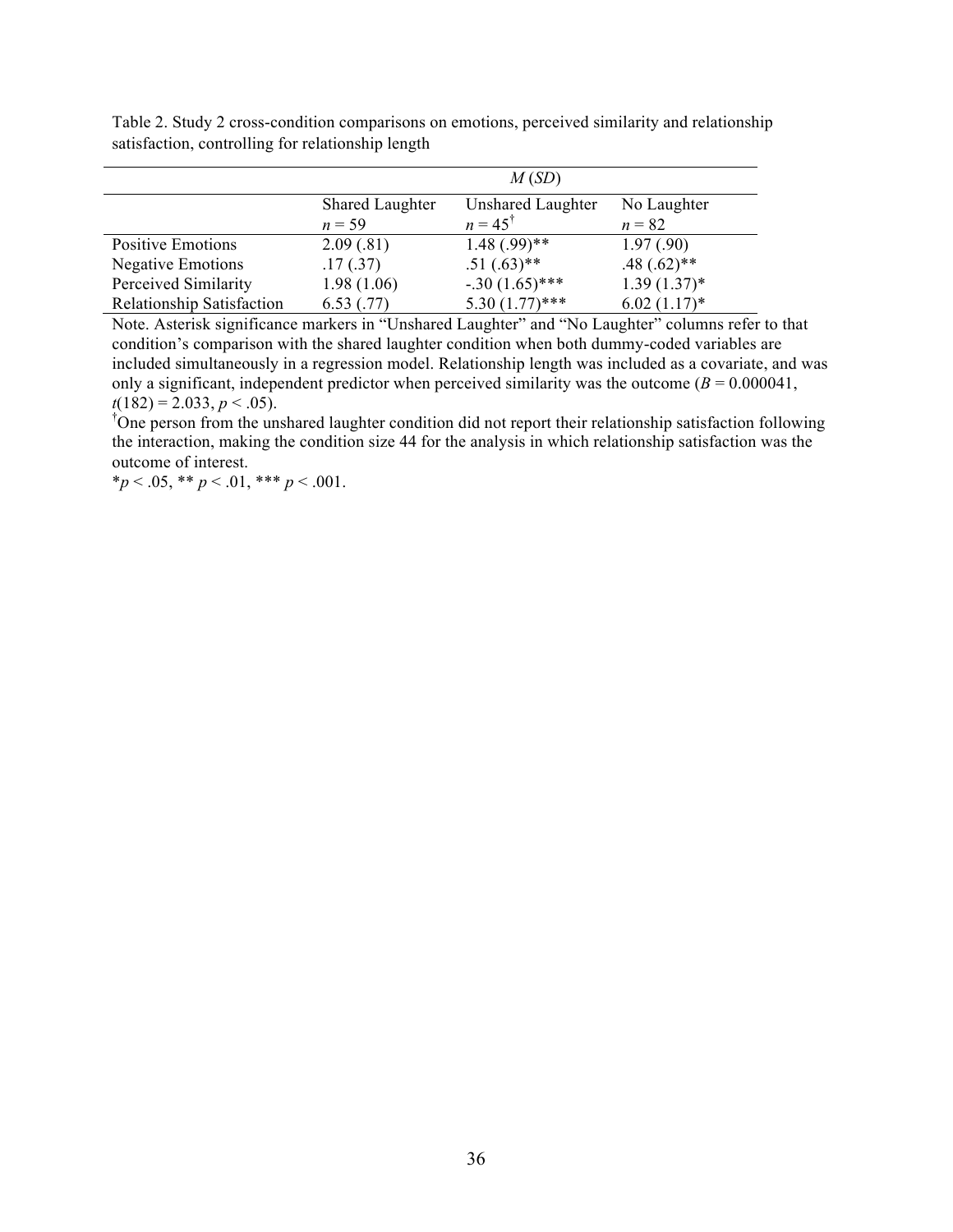Table 2. Study 2 cross-condition comparisons on emotions, perceived similarity and relationship satisfaction, controlling for relationship length

| | *M* (*SD*) | | |
|---|---|---|---|
| | Shared Laughter<br>*n* = 59 | Unshared Laughter<br>*n* = 45[†] | No Laughter<br>*n* = 82 |
| Positive Emotions | 2.09 (.81) | 1.48 (.99)** | 1.97 (.90) |
| Negative Emotions | .17 (.37) | .51 (.63)** | .48 (.62)** |
| Perceived Similarity | 1.98 (1.06) | -.30 (1.65)*** | 1.39 (1.37)* |
| Relationship Satisfaction | 6.53 (.77) | 5.30 (1.77)*** | 6.02 (1.17)* |

Note. Asterisk significance markers in "Unshared Laughter" and "No Laughter" columns refer to that condition's comparison with the shared laughter condition when both dummy-coded variables are included simultaneously in a regression model. Relationship length was included as a covariate, and was only a significant, independent predictor when perceived similarity was the outcome ($B = 0.000041$, $t(182) = 2.033$, $p < .05$).

[†]One person from the unshared laughter condition did not report their relationship satisfaction following the interaction, making the condition size 44 for the analysis in which relationship satisfaction was the outcome of interest.

*$p < .05$, ** $p < .01$, *** $p < .001$.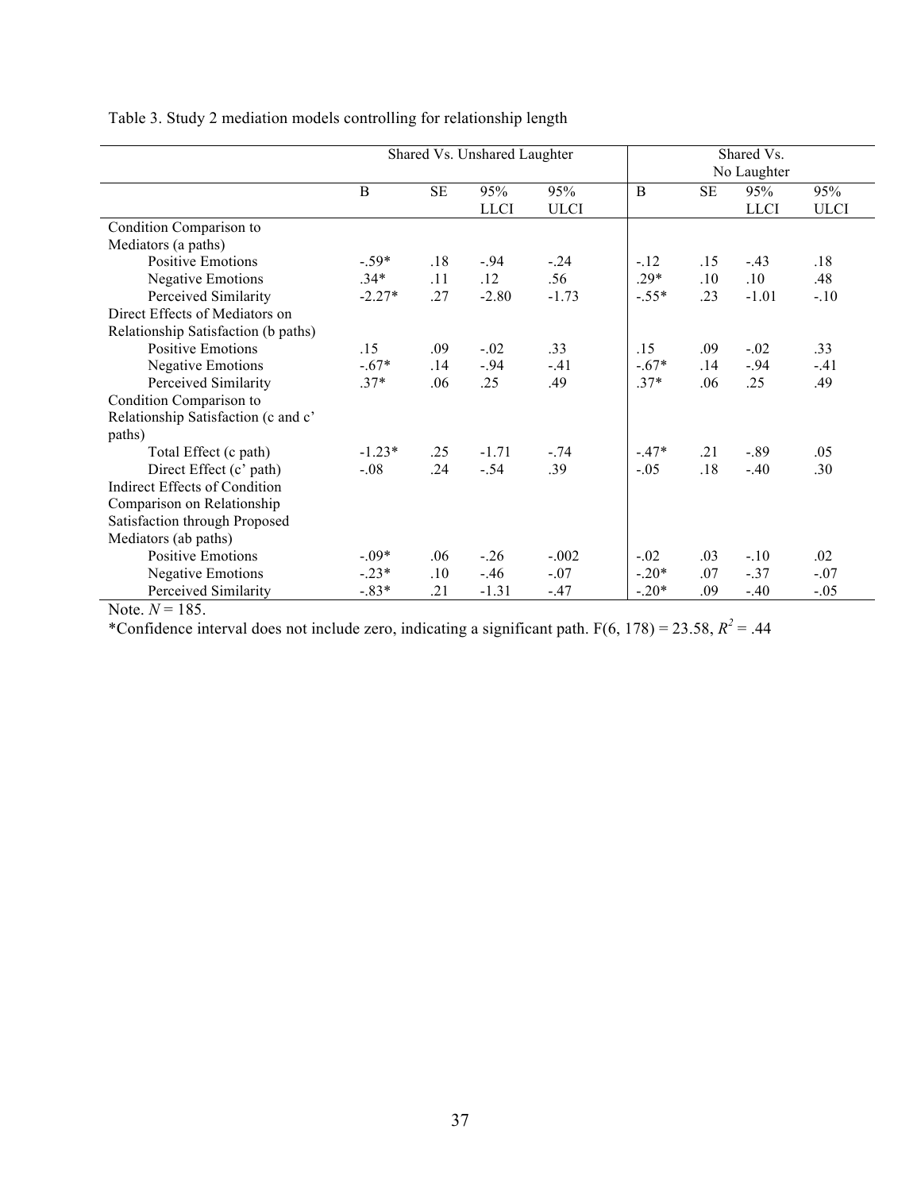Table 3. Study 2 mediation models controlling for relationship length

| | Shared Vs. Unshared Laughter | | | | Shared Vs. No Laughter | | | |
|---|---|---|---|---|---|---|---|---|
| | B | SE | 95% LLCI | 95% ULCI | B | SE | 95% LLCI | 95% ULCI |
| Condition Comparison to Mediators (a paths) | | | | | | | | |
| Positive Emotions | -.59* | .18 | -.94 | -.24 | -.12 | .15 | -.43 | .18 |
| Negative Emotions | .34* | .11 | .12 | .56 | .29* | .10 | .10 | .48 |
| Perceived Similarity | -2.27* | .27 | -2.80 | -1.73 | -.55* | .23 | -1.01 | -.10 |
| Direct Effects of Mediators on Relationship Satisfaction (b paths) | | | | | | | | |
| Positive Emotions | .15 | .09 | -.02 | .33 | .15 | .09 | -.02 | .33 |
| Negative Emotions | -.67* | .14 | -.94 | -.41 | -.67* | .14 | -.94 | -.41 |
| Perceived Similarity | .37* | .06 | .25 | .49 | .37* | .06 | .25 | .49 |
| Condition Comparison to Relationship Satisfaction (c and c' paths) | | | | | | | | |
| Total Effect (c path) | -1.23* | .25 | -1.71 | -.74 | -.47* | .21 | -.89 | .05 |
| Direct Effect (c' path) | -.08 | .24 | -.54 | .39 | -.05 | .18 | -.40 | .30 |
| Indirect Effects of Condition Comparison on Relationship Satisfaction through Proposed Mediators (ab paths) | | | | | | | | |
| Positive Emotions | -.09* | .06 | -.26 | -.002 | -.02 | .03 | -.10 | .02 |
| Negative Emotions | -.23* | .10 | -.46 | -.07 | -.20* | .07 | -.37 | -.07 |
| Perceived Similarity | -.83* | .21 | -1.31 | -.47 | -.20* | .09 | -.40 | -.05 |

Note. $N = 185$.

*Confidence interval does not include zero, indicating a significant path. $F(6, 178) = 23.58$, $R^2 = .44$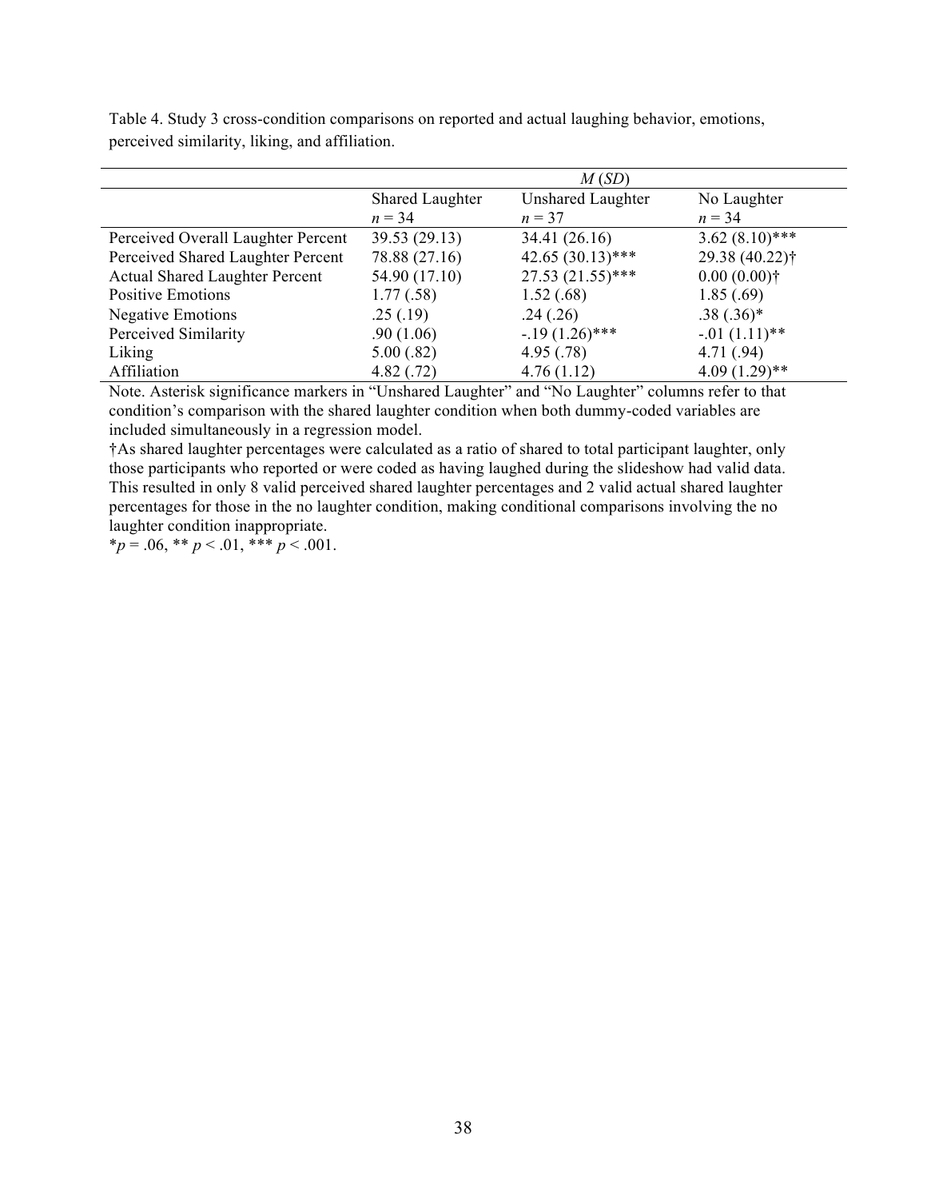Table 4. Study 3 cross-condition comparisons on reported and actual laughing behavior, emotions, perceived similarity, liking, and affiliation.

| | *M* (*SD*) | | |
|---|---|---|---|
| | Shared Laughter *n* = 34 | Unshared Laughter *n* = 37 | No Laughter *n* = 34 |
| Perceived Overall Laughter Percent | 39.53 (29.13) | 34.41 (26.16) | 3.62 (8.10)*** |
| Perceived Shared Laughter Percent | 78.88 (27.16) | 42.65 (30.13)*** | 29.38 (40.22)† |
| Actual Shared Laughter Percent | 54.90 (17.10) | 27.53 (21.55)*** | 0.00 (0.00)† |
| Positive Emotions | 1.77 (.58) | 1.52 (.68) | 1.85 (.69) |
| Negative Emotions | .25 (.19) | .24 (.26) | .38 (.36)* |
| Perceived Similarity | .90 (1.06) | -.19 (1.26)*** | -.01 (1.11)** |
| Liking | 5.00 (.82) | 4.95 (.78) | 4.71 (.94) |
| Affiliation | 4.82 (.72) | 4.76 (1.12) | 4.09 (1.29)** |

Note. Asterisk significance markers in "Unshared Laughter" and "No Laughter" columns refer to that condition's comparison with the shared laughter condition when both dummy-coded variables are included simultaneously in a regression model.

†As shared laughter percentages were calculated as a ratio of shared to total participant laughter, only those participants who reported or were coded as having laughed during the slideshow had valid data. This resulted in only 8 valid perceived shared laughter percentages and 2 valid actual shared laughter percentages for those in the no laughter condition, making conditional comparisons involving the no laughter condition inappropriate.

*$p = .06$, ** $p < .01$, *** $p < .001$.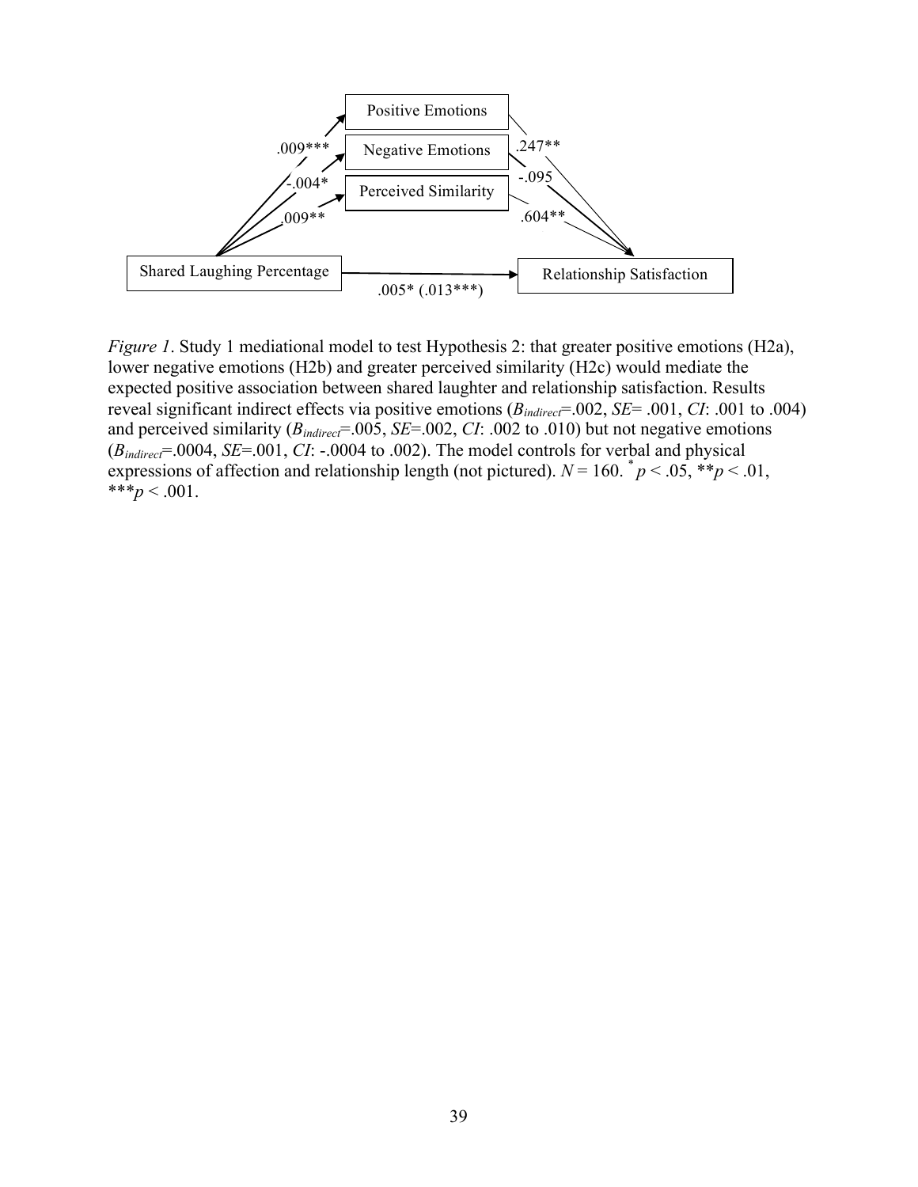*Figure 1*. Study 1 mediational model to test Hypothesis 2: that greater positive emotions (H2a), lower negative emotions (H2b) and greater perceived similarity (H2c) would mediate the expected positive association between shared laughter and relationship satisfaction. Results reveal significant indirect effects via positive emotions ($B_{indirect}$=.002, *SE*= .001, *CI*: .001 to .004) and perceived similarity ($B_{indirect}$=.005, *SE*=.002, *CI*: .002 to .010) but not negative emotions ($B_{indirect}$=.0004, *SE*=.001, *CI*: -.0004 to .002). The model controls for verbal and physical expressions of affection and relationship length (not pictured). $N$ = 160. $^{*}p < .05$, $^{**}p < .01$, $^{***}p < .001$.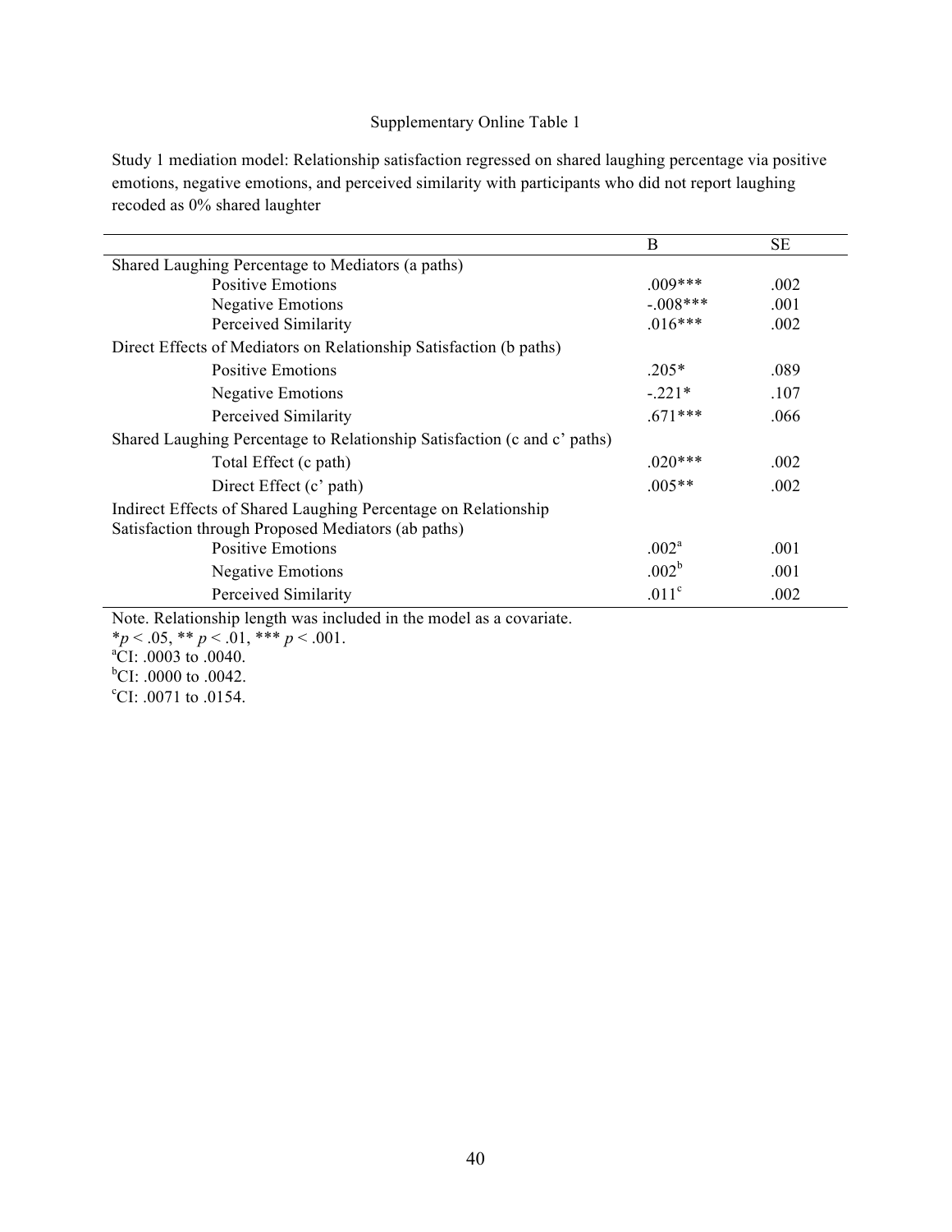Supplementary Online Table 1

Study 1 mediation model: Relationship satisfaction regressed on shared laughing percentage via positive emotions, negative emotions, and perceived similarity with participants who did not report laughing recoded as 0% shared laughter

| | B | SE |
|---|---|---|
| Shared Laughing Percentage to Mediators (a paths) | | |
| Positive Emotions | .009*** | .002 |
| Negative Emotions | -.008*** | .001 |
| Perceived Similarity | .016*** | .002 |
| Direct Effects of Mediators on Relationship Satisfaction (b paths) | | |
| Positive Emotions | .205* | .089 |
| Negative Emotions | -.221* | .107 |
| Perceived Similarity | .671*** | .066 |
| Shared Laughing Percentage to Relationship Satisfaction (c and c' paths) | | |
| Total Effect (c path) | .020*** | .002 |
| Direct Effect (c' path) | .005** | .002 |
| Indirect Effects of Shared Laughing Percentage on Relationship Satisfaction through Proposed Mediators (ab paths) | | |
| Positive Emotions | .002[a] | .001 |
| Negative Emotions | .002[b] | .001 |
| Perceived Similarity | .011[c] | .002 |

Note. Relationship length was included in the model as a covariate.

*$p < .05$, ** $p < .01$, *** $p < .001$.

[a]CI: .0003 to .0040.

[b]CI: .0000 to .0042.

[c]CI: .0071 to .0154.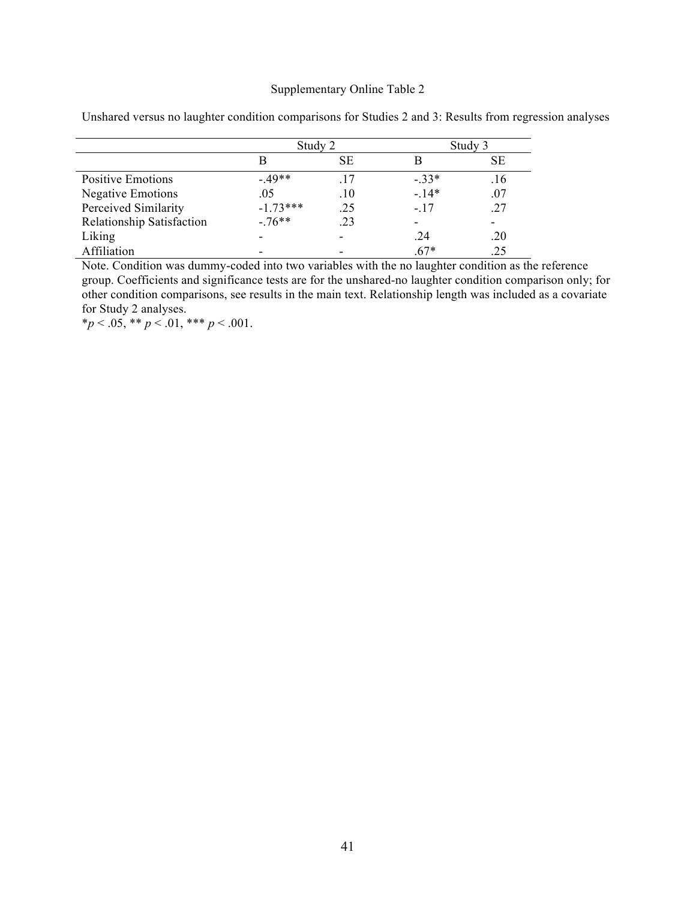Supplementary Online Table 2

Unshared versus no laughter condition comparisons for Studies 2 and 3: Results from regression analyses

| | Study 2 | | Study 3 | |
|---|---|---|---|---|
| | B | SE | B | SE |
| Positive Emotions | -.49** | .17 | -.33* | .16 |
| Negative Emotions | .05 | .10 | -.14* | .07 |
| Perceived Similarity | -1.73*** | .25 | -.17 | .27 |
| Relationship Satisfaction | -.76** | .23 | - | - |
| Liking | - | - | .24 | .20 |
| Affiliation | - | - | .67* | .25 |

Note. Condition was dummy-coded into two variables with the no laughter condition as the reference group. Coefficients and significance tests are for the unshared-no laughter condition comparison only; for other condition comparisons, see results in the main text. Relationship length was included as a covariate for Study 2 analyses.

*$p < .05$, ** $p < .01$, *** $p < .001$.